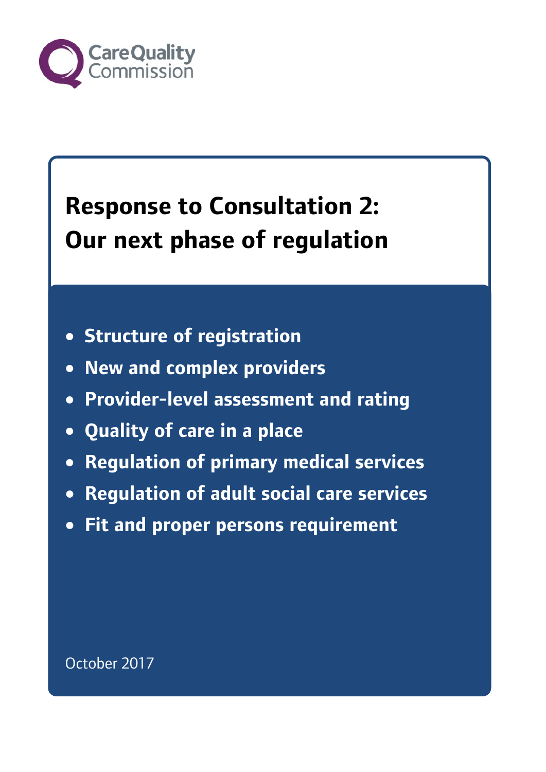Care Quality Commission

# Response to Consultation 2: Our next phase of regulation

- Structure of registration
- New and complex providers
- Provider-level assessment and rating
- Quality of care in a place
- Regulation of primary medical services
- Regulation of adult social care services
- Fit and proper persons requirement

October 2017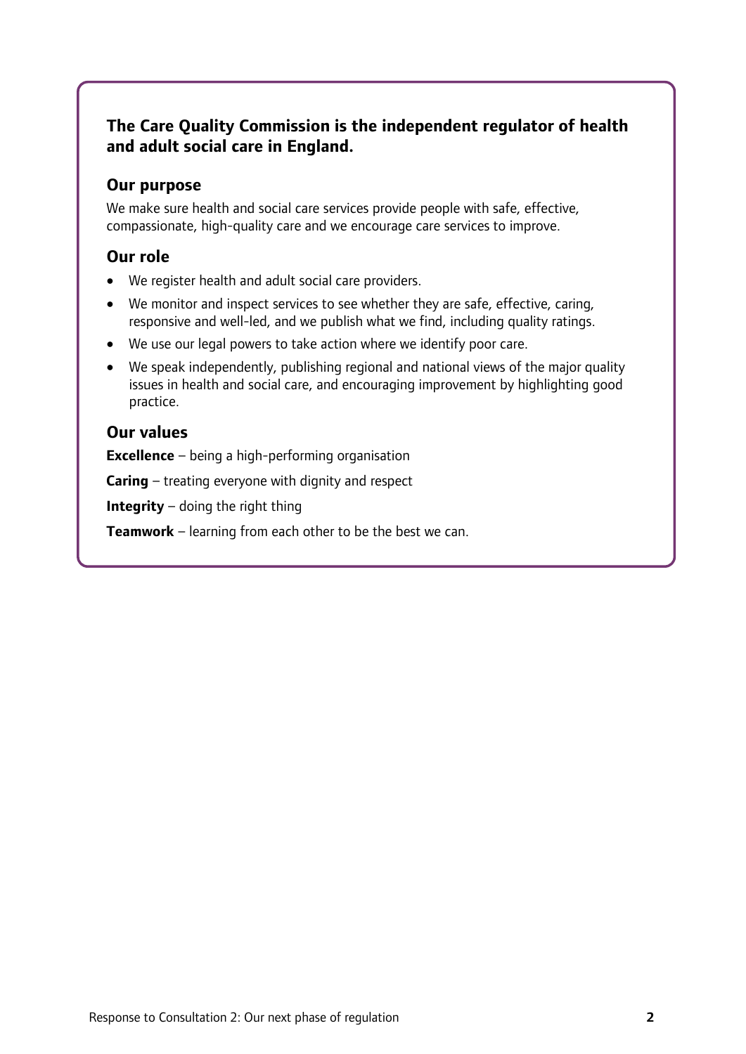**The Care Quality Commission is the independent regulator of health and adult social care in England.**

## Our purpose

We make sure health and social care services provide people with safe, effective, compassionate, high-quality care and we encourage care services to improve.

## Our role

- We register health and adult social care providers.
- We monitor and inspect services to see whether they are safe, effective, caring, responsive and well-led, and we publish what we find, including quality ratings.
- We use our legal powers to take action where we identify poor care.
- We speak independently, publishing regional and national views of the major quality issues in health and social care, and encouraging improvement by highlighting good practice.

## Our values

**Excellence** – being a high-performing organisation

**Caring** – treating everyone with dignity and respect

**Integrity** – doing the right thing

**Teamwork** – learning from each other to be the best we can.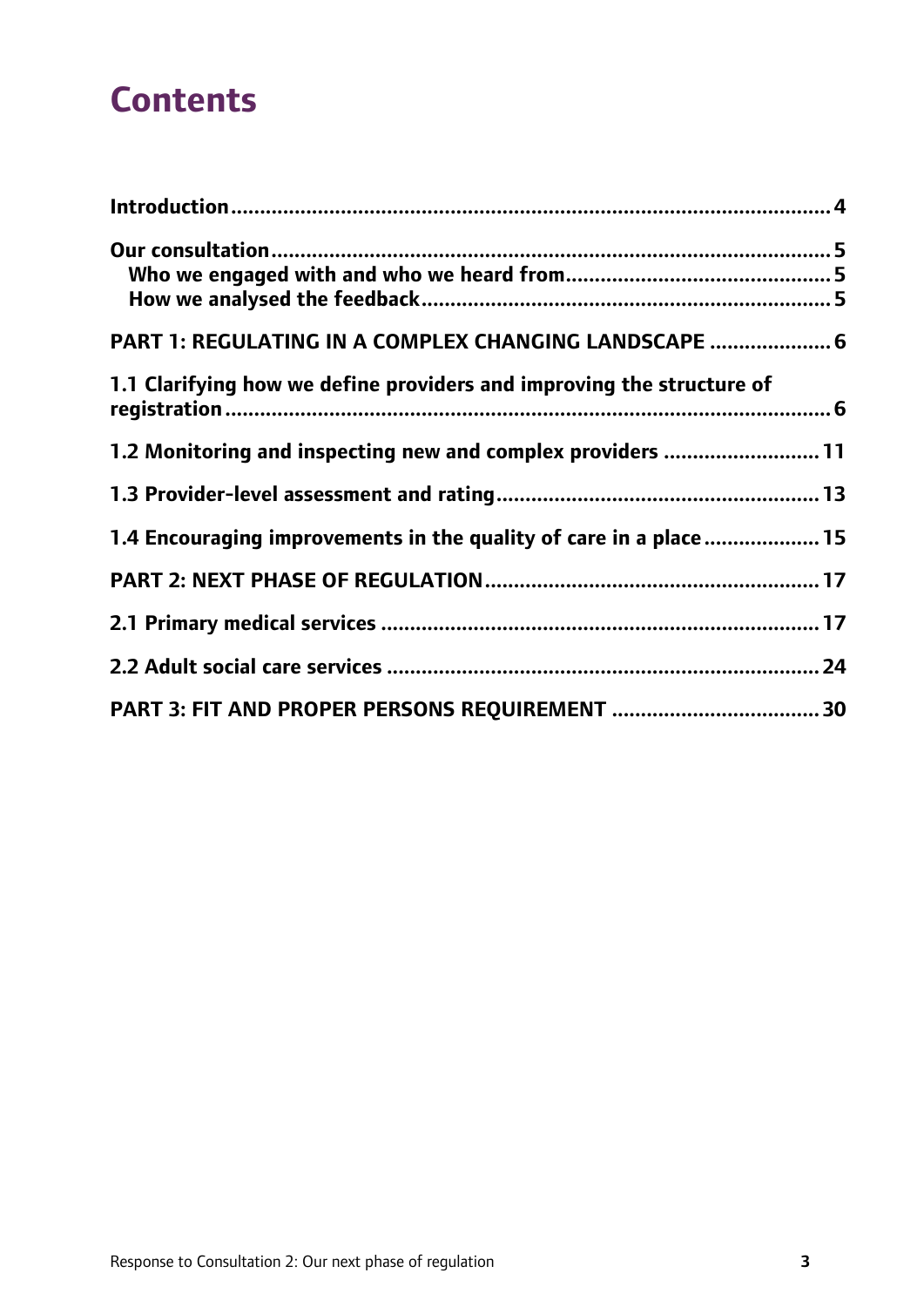# Contents

**Introduction** .......... 4

**Our consultation** .......... 5
- **Who we engaged with and who we heard from** .......... 5
- **How we analysed the feedback** .......... 5

**PART 1: REGULATING IN A COMPLEX CHANGING LANDSCAPE** .......... 6

**1.1 Clarifying how we define providers and improving the structure of registration** .......... 6

**1.2 Monitoring and inspecting new and complex providers** .......... 11

**1.3 Provider-level assessment and rating** .......... 13

**1.4 Encouraging improvements in the quality of care in a place** .......... 15

**PART 2: NEXT PHASE OF REGULATION** .......... 17

**2.1 Primary medical services** .......... 17

**2.2 Adult social care services** .......... 24

**PART 3: FIT AND PROPER PERSONS REQUIREMENT** .......... 30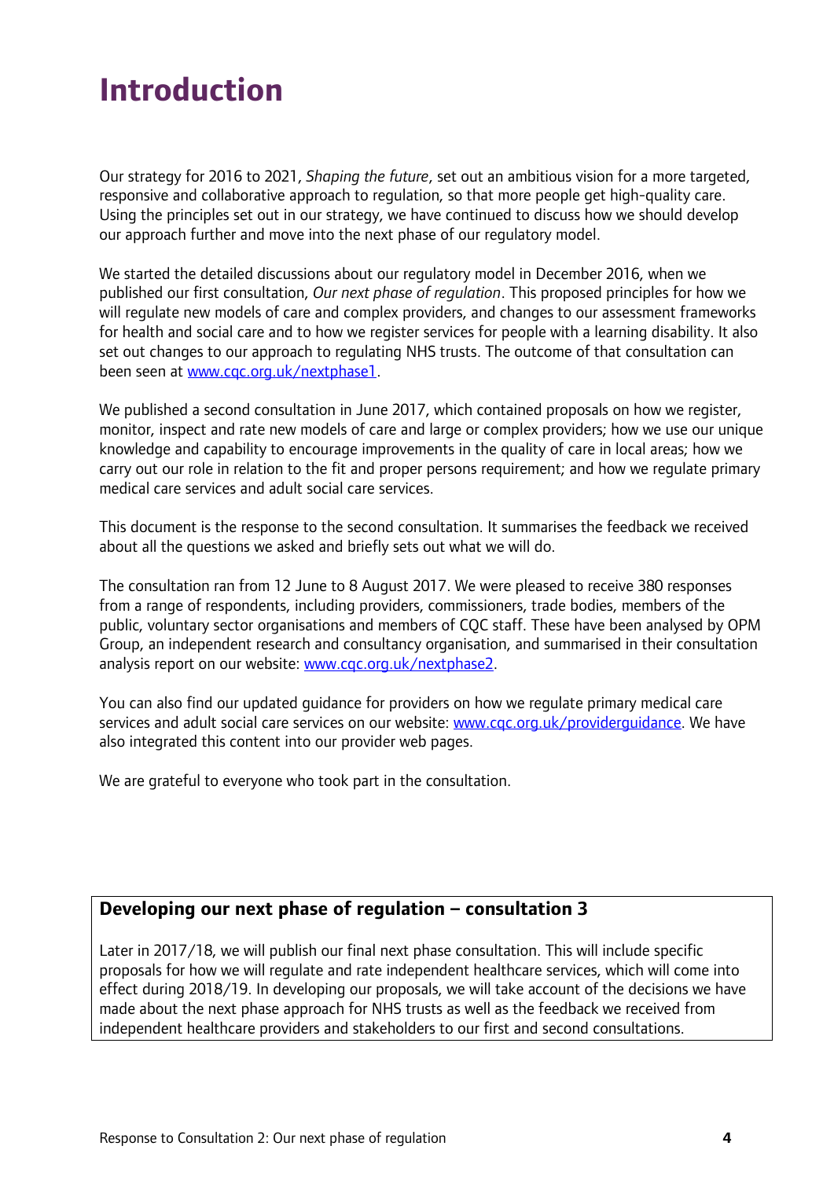# Introduction

Our strategy for 2016 to 2021, *Shaping the future*, set out an ambitious vision for a more targeted, responsive and collaborative approach to regulation, so that more people get high-quality care. Using the principles set out in our strategy, we have continued to discuss how we should develop our approach further and move into the next phase of our regulatory model.

We started the detailed discussions about our regulatory model in December 2016, when we published our first consultation, *Our next phase of regulation*. This proposed principles for how we will regulate new models of care and complex providers, and changes to our assessment frameworks for health and social care and to how we register services for people with a learning disability. It also set out changes to our approach to regulating NHS trusts. The outcome of that consultation can been seen at [www.cqc.org.uk/nextphase1](http://www.cqc.org.uk/nextphase1).

We published a second consultation in June 2017, which contained proposals on how we register, monitor, inspect and rate new models of care and large or complex providers; how we use our unique knowledge and capability to encourage improvements in the quality of care in local areas; how we carry out our role in relation to the fit and proper persons requirement; and how we regulate primary medical care services and adult social care services.

This document is the response to the second consultation. It summarises the feedback we received about all the questions we asked and briefly sets out what we will do.

The consultation ran from 12 June to 8 August 2017. We were pleased to receive 380 responses from a range of respondents, including providers, commissioners, trade bodies, members of the public, voluntary sector organisations and members of CQC staff. These have been analysed by OPM Group, an independent research and consultancy organisation, and summarised in their consultation analysis report on our website: [www.cqc.org.uk/nextphase2](http://www.cqc.org.uk/nextphase2).

You can also find our updated guidance for providers on how we regulate primary medical care services and adult social care services on our website: [www.cqc.org.uk/providerguidance](http://www.cqc.org.uk/providerguidance). We have also integrated this content into our provider web pages.

We are grateful to everyone who took part in the consultation.

### Developing our next phase of regulation – consultation 3

Later in 2017/18, we will publish our final next phase consultation. This will include specific proposals for how we will regulate and rate independent healthcare services, which will come into effect during 2018/19. In developing our proposals, we will take account of the decisions we have made about the next phase approach for NHS trusts as well as the feedback we received from independent healthcare providers and stakeholders to our first and second consultations.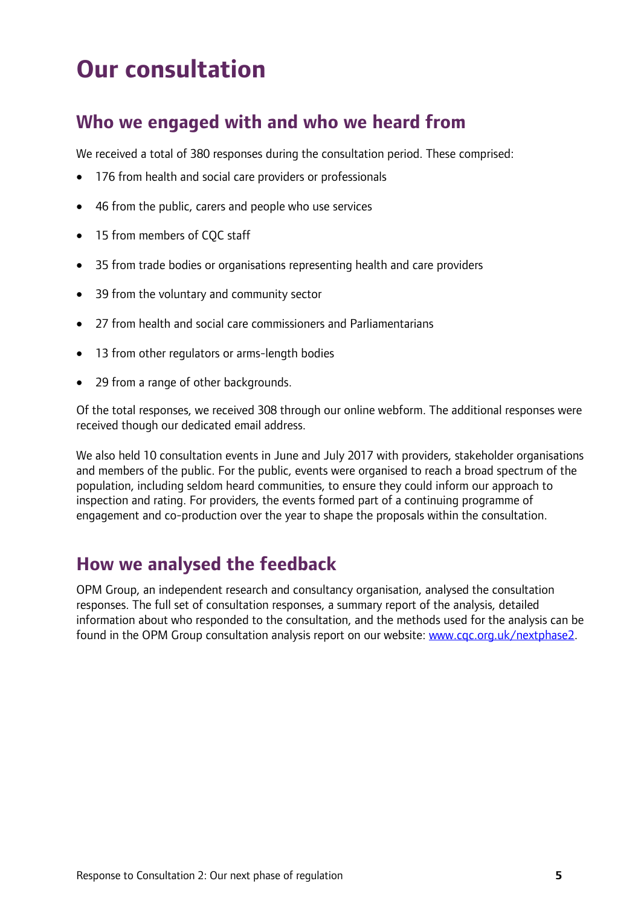# Our consultation

## Who we engaged with and who we heard from

We received a total of 380 responses during the consultation period. These comprised:

- 176 from health and social care providers or professionals
- 46 from the public, carers and people who use services
- 15 from members of CQC staff
- 35 from trade bodies or organisations representing health and care providers
- 39 from the voluntary and community sector
- 27 from health and social care commissioners and Parliamentarians
- 13 from other regulators or arms-length bodies
- 29 from a range of other backgrounds.

Of the total responses, we received 308 through our online webform. The additional responses were received though our dedicated email address.

We also held 10 consultation events in June and July 2017 with providers, stakeholder organisations and members of the public. For the public, events were organised to reach a broad spectrum of the population, including seldom heard communities, to ensure they could inform our approach to inspection and rating. For providers, the events formed part of a continuing programme of engagement and co-production over the year to shape the proposals within the consultation.

## How we analysed the feedback

OPM Group, an independent research and consultancy organisation, analysed the consultation responses. The full set of consultation responses, a summary report of the analysis, detailed information about who responded to the consultation, and the methods used for the analysis can be found in the OPM Group consultation analysis report on our website: [www.cqc.org.uk/nextphase2](http://www.cqc.org.uk/nextphase2).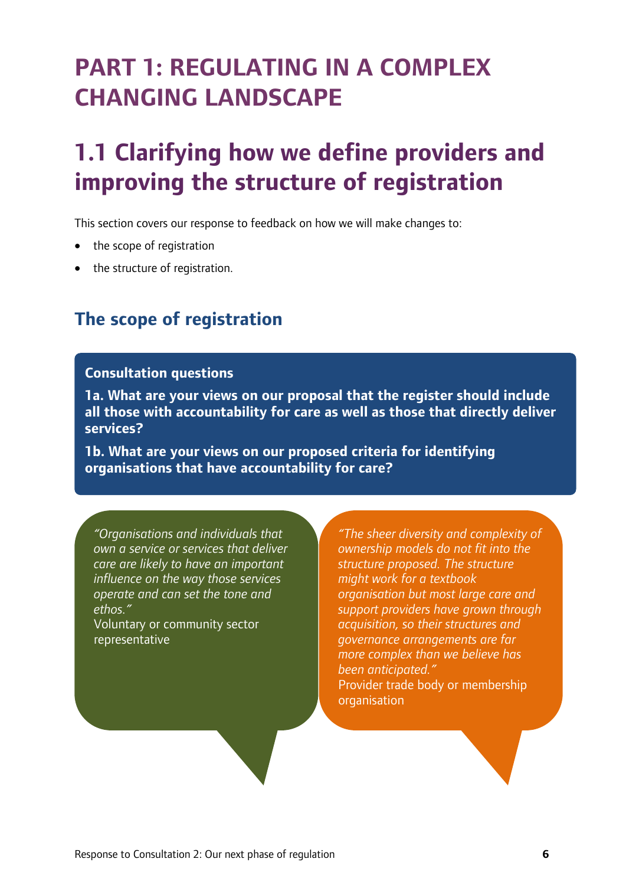# PART 1: REGULATING IN A COMPLEX CHANGING LANDSCAPE

# 1.1 Clarifying how we define providers and improving the structure of registration

This section covers our response to feedback on how we will make changes to:

- the scope of registration
- the structure of registration.

## The scope of registration

**Consultation questions**

**1a. What are your views on our proposal that the register should include all those with accountability for care as well as those that directly deliver services?**

**1b. What are your views on our proposed criteria for identifying organisations that have accountability for care?**

*"Organisations and individuals that own a service or services that deliver care are likely to have an important influence on the way those services operate and can set the tone and ethos."*
Voluntary or community sector representative

*"The sheer diversity and complexity of ownership models do not fit into the structure proposed. The structure might work for a textbook organisation but most large care and support providers have grown through acquisition, so their structures and governance arrangements are far more complex than we believe has been anticipated."*
Provider trade body or membership organisation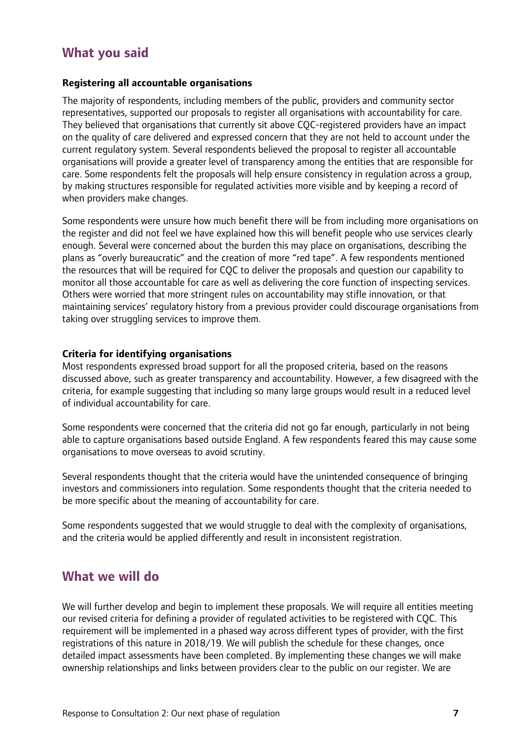## What you said

**Registering all accountable organisations**

The majority of respondents, including members of the public, providers and community sector representatives, supported our proposals to register all organisations with accountability for care. They believed that organisations that currently sit above CQC-registered providers have an impact on the quality of care delivered and expressed concern that they are not held to account under the current regulatory system. Several respondents believed the proposal to register all accountable organisations will provide a greater level of transparency among the entities that are responsible for care. Some respondents felt the proposals will help ensure consistency in regulation across a group, by making structures responsible for regulated activities more visible and by keeping a record of when providers make changes.

Some respondents were unsure how much benefit there will be from including more organisations on the register and did not feel we have explained how this will benefit people who use services clearly enough. Several were concerned about the burden this may place on organisations, describing the plans as "overly bureaucratic" and the creation of more "red tape". A few respondents mentioned the resources that will be required for CQC to deliver the proposals and question our capability to monitor all those accountable for care as well as delivering the core function of inspecting services. Others were worried that more stringent rules on accountability may stifle innovation, or that maintaining services' regulatory history from a previous provider could discourage organisations from taking over struggling services to improve them.

**Criteria for identifying organisations**

Most respondents expressed broad support for all the proposed criteria, based on the reasons discussed above, such as greater transparency and accountability. However, a few disagreed with the criteria, for example suggesting that including so many large groups would result in a reduced level of individual accountability for care.

Some respondents were concerned that the criteria did not go far enough, particularly in not being able to capture organisations based outside England. A few respondents feared this may cause some organisations to move overseas to avoid scrutiny.

Several respondents thought that the criteria would have the unintended consequence of bringing investors and commissioners into regulation. Some respondents thought that the criteria needed to be more specific about the meaning of accountability for care.

Some respondents suggested that we would struggle to deal with the complexity of organisations, and the criteria would be applied differently and result in inconsistent registration.

## What we will do

We will further develop and begin to implement these proposals. We will require all entities meeting our revised criteria for defining a provider of regulated activities to be registered with CQC. This requirement will be implemented in a phased way across different types of provider, with the first registrations of this nature in 2018/19. We will publish the schedule for these changes, once detailed impact assessments have been completed. By implementing these changes we will make ownership relationships and links between providers clear to the public on our register. We are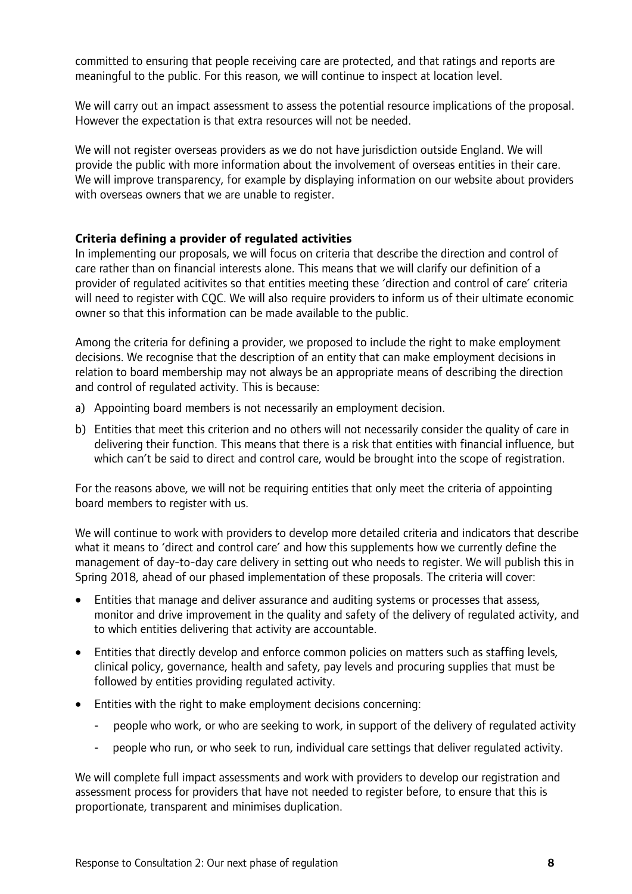committed to ensuring that people receiving care are protected, and that ratings and reports are meaningful to the public. For this reason, we will continue to inspect at location level.

We will carry out an impact assessment to assess the potential resource implications of the proposal. However the expectation is that extra resources will not be needed.

We will not register overseas providers as we do not have jurisdiction outside England. We will provide the public with more information about the involvement of overseas entities in their care. We will improve transparency, for example by displaying information on our website about providers with overseas owners that we are unable to register.

**Criteria defining a provider of regulated activities**

In implementing our proposals, we will focus on criteria that describe the direction and control of care rather than on financial interests alone. This means that we will clarify our definition of a provider of regulated acitivites so that entities meeting these 'direction and control of care' criteria will need to register with CQC. We will also require providers to inform us of their ultimate economic owner so that this information can be made available to the public.

Among the criteria for defining a provider, we proposed to include the right to make employment decisions. We recognise that the description of an entity that can make employment decisions in relation to board membership may not always be an appropriate means of describing the direction and control of regulated activity. This is because:

a) Appointing board members is not necessarily an employment decision.
b) Entities that meet this criterion and no others will not necessarily consider the quality of care in delivering their function. This means that there is a risk that entities with financial influence, but which can't be said to direct and control care, would be brought into the scope of registration.

For the reasons above, we will not be requiring entities that only meet the criteria of appointing board members to register with us.

We will continue to work with providers to develop more detailed criteria and indicators that describe what it means to 'direct and control care' and how this supplements how we currently define the management of day-to-day care delivery in setting out who needs to register. We will publish this in Spring 2018, ahead of our phased implementation of these proposals. The criteria will cover:

- Entities that manage and deliver assurance and auditing systems or processes that assess, monitor and drive improvement in the quality and safety of the delivery of regulated activity, and to which entities delivering that activity are accountable.
- Entities that directly develop and enforce common policies on matters such as staffing levels, clinical policy, governance, health and safety, pay levels and procuring supplies that must be followed by entities providing regulated activity.
- Entities with the right to make employment decisions concerning:
    - people who work, or who are seeking to work, in support of the delivery of regulated activity
    - people who run, or who seek to run, individual care settings that deliver regulated activity.

We will complete full impact assessments and work with providers to develop our registration and assessment process for providers that have not needed to register before, to ensure that this is proportionate, transparent and minimises duplication.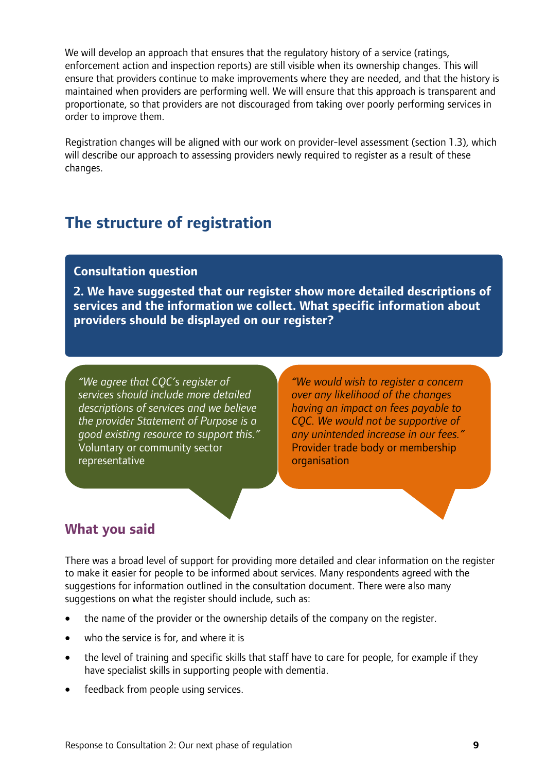We will develop an approach that ensures that the regulatory history of a service (ratings, enforcement action and inspection reports) are still visible when its ownership changes. This will ensure that providers continue to make improvements where they are needed, and that the history is maintained when providers are performing well. We will ensure that this approach is transparent and proportionate, so that providers are not discouraged from taking over poorly performing services in order to improve them.

Registration changes will be aligned with our work on provider-level assessment (section 1.3), which will describe our approach to assessing providers newly required to register as a result of these changes.

## The structure of registration

**Consultation question**

**2. We have suggested that our register show more detailed descriptions of services and the information we collect. What specific information about providers should be displayed on our register?**

*"We agree that CQC's register of services should include more detailed descriptions of services and we believe the provider Statement of Purpose is a good existing resource to support this."*
Voluntary or community sector representative

*"We would wish to register a concern over any likelihood of the changes having an impact on fees payable to CQC. We would not be supportive of any unintended increase in our fees."*
Provider trade body or membership organisation

### What you said

There was a broad level of support for providing more detailed and clear information on the register to make it easier for people to be informed about services. Many respondents agreed with the suggestions for information outlined in the consultation document. There were also many suggestions on what the register should include, such as:

- the name of the provider or the ownership details of the company on the register.
- who the service is for, and where it is
- the level of training and specific skills that staff have to care for people, for example if they have specialist skills in supporting people with dementia.
- feedback from people using services.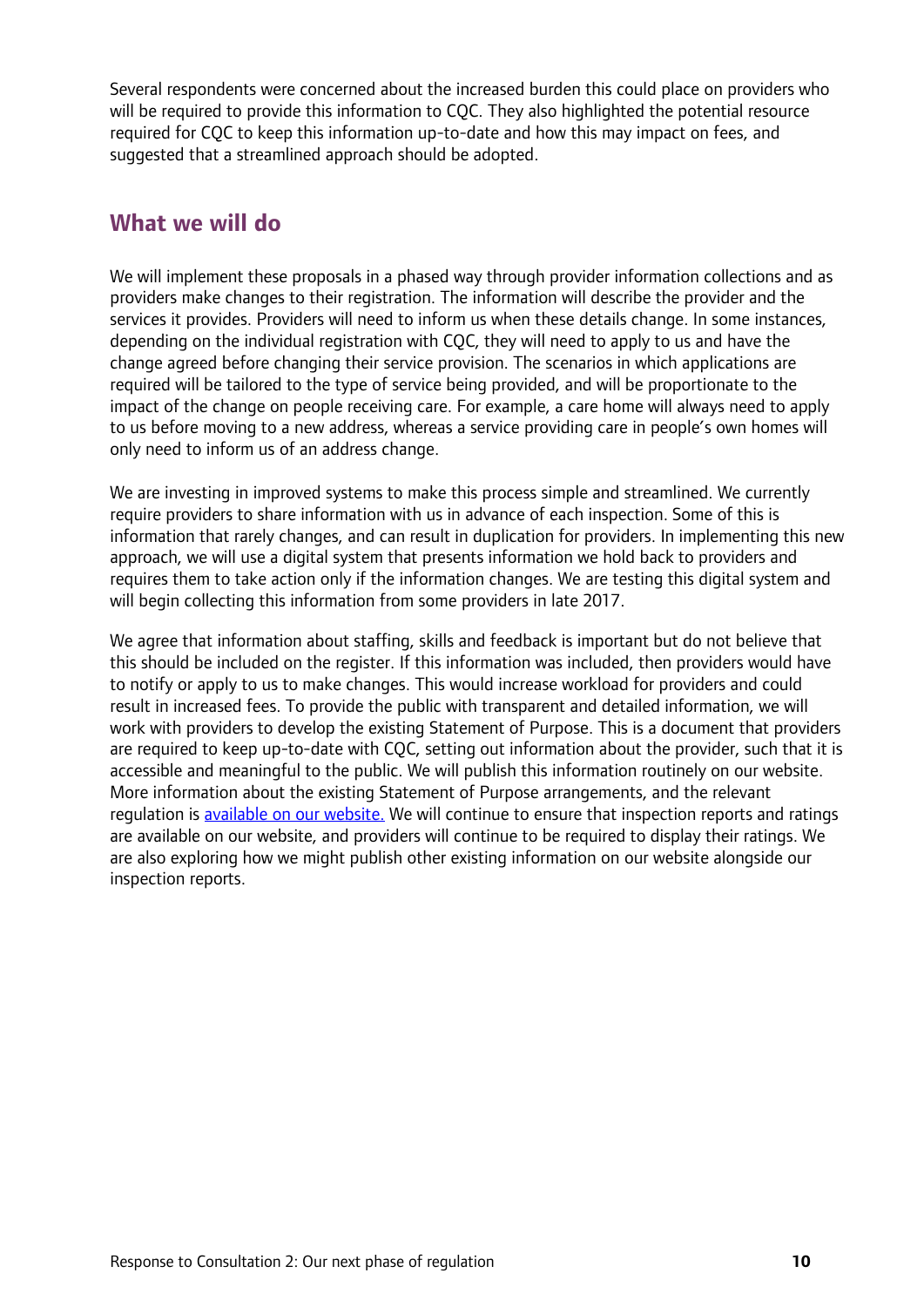Several respondents were concerned about the increased burden this could place on providers who will be required to provide this information to CQC. They also highlighted the potential resource required for CQC to keep this information up-to-date and how this may impact on fees, and suggested that a streamlined approach should be adopted.

## What we will do

We will implement these proposals in a phased way through provider information collections and as providers make changes to their registration. The information will describe the provider and the services it provides. Providers will need to inform us when these details change. In some instances, depending on the individual registration with CQC, they will need to apply to us and have the change agreed before changing their service provision. The scenarios in which applications are required will be tailored to the type of service being provided, and will be proportionate to the impact of the change on people receiving care. For example, a care home will always need to apply to us before moving to a new address, whereas a service providing care in people's own homes will only need to inform us of an address change.

We are investing in improved systems to make this process simple and streamlined. We currently require providers to share information with us in advance of each inspection. Some of this is information that rarely changes, and can result in duplication for providers. In implementing this new approach, we will use a digital system that presents information we hold back to providers and requires them to take action only if the information changes. We are testing this digital system and will begin collecting this information from some providers in late 2017.

We agree that information about staffing, skills and feedback is important but do not believe that this should be included on the register. If this information was included, then providers would have to notify or apply to us to make changes. This would increase workload for providers and could result in increased fees. To provide the public with transparent and detailed information, we will work with providers to develop the existing Statement of Purpose. This is a document that providers are required to keep up-to-date with CQC, setting out information about the provider, such that it is accessible and meaningful to the public. We will publish this information routinely on our website. More information about the existing Statement of Purpose arrangements, and the relevant regulation is available on our website. We will continue to ensure that inspection reports and ratings are available on our website, and providers will continue to be required to display their ratings. We are also exploring how we might publish other existing information on our website alongside our inspection reports.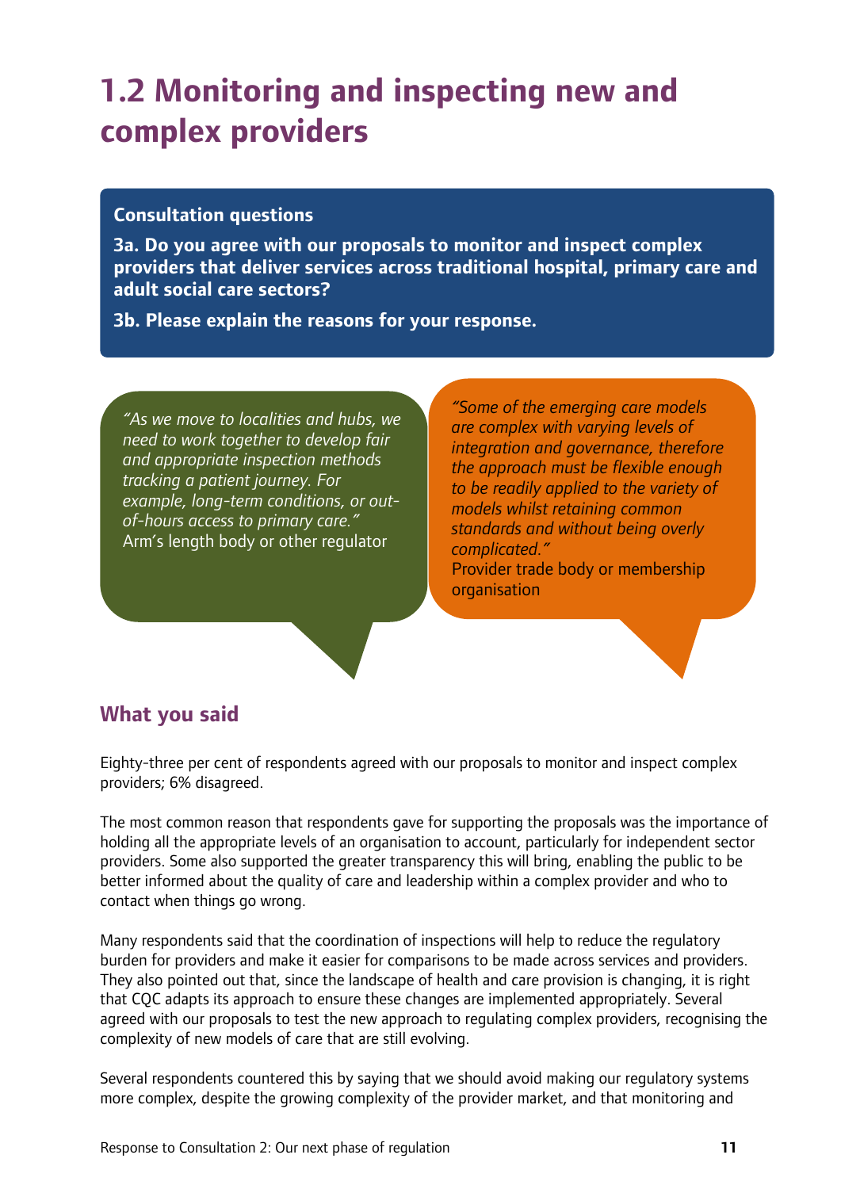# 1.2 Monitoring and inspecting new and complex providers

**Consultation questions**

**3a. Do you agree with our proposals to monitor and inspect complex providers that deliver services across traditional hospital, primary care and adult social care sectors?**

**3b. Please explain the reasons for your response.**

*"As we move to localities and hubs, we need to work together to develop fair and appropriate inspection methods tracking a patient journey. For example, long-term conditions, or out-of-hours access to primary care."*
Arm's length body or other regulator

*"Some of the emerging care models are complex with varying levels of integration and governance, therefore the approach must be flexible enough to be readily applied to the variety of models whilst retaining common standards and without being overly complicated."*
Provider trade body or membership organisation

## What you said

Eighty-three per cent of respondents agreed with our proposals to monitor and inspect complex providers; 6% disagreed.

The most common reason that respondents gave for supporting the proposals was the importance of holding all the appropriate levels of an organisation to account, particularly for independent sector providers. Some also supported the greater transparency this will bring, enabling the public to be better informed about the quality of care and leadership within a complex provider and who to contact when things go wrong.

Many respondents said that the coordination of inspections will help to reduce the regulatory burden for providers and make it easier for comparisons to be made across services and providers. They also pointed out that, since the landscape of health and care provision is changing, it is right that CQC adapts its approach to ensure these changes are implemented appropriately. Several agreed with our proposals to test the new approach to regulating complex providers, recognising the complexity of new models of care that are still evolving.

Several respondents countered this by saying that we should avoid making our regulatory systems more complex, despite the growing complexity of the provider market, and that monitoring and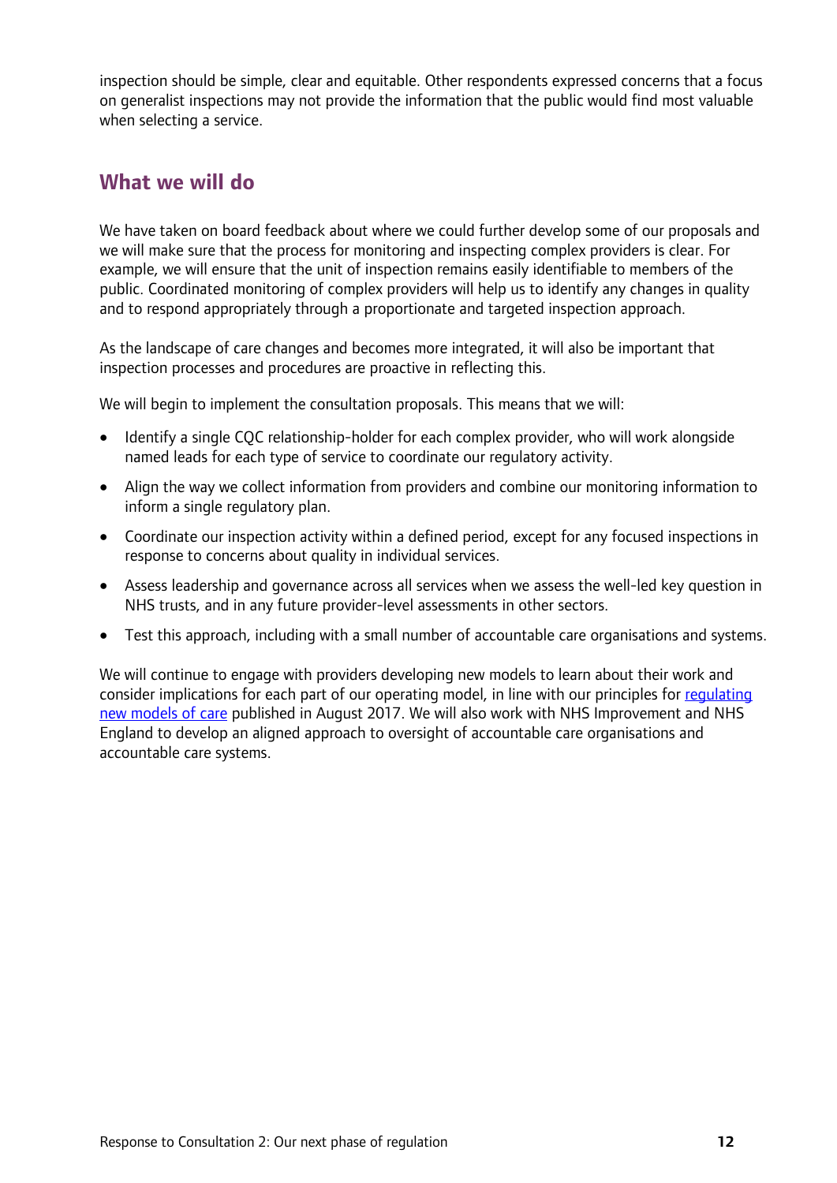inspection should be simple, clear and equitable. Other respondents expressed concerns that a focus on generalist inspections may not provide the information that the public would find most valuable when selecting a service.

## What we will do

We have taken on board feedback about where we could further develop some of our proposals and we will make sure that the process for monitoring and inspecting complex providers is clear. For example, we will ensure that the unit of inspection remains easily identifiable to members of the public. Coordinated monitoring of complex providers will help us to identify any changes in quality and to respond appropriately through a proportionate and targeted inspection approach.

As the landscape of care changes and becomes more integrated, it will also be important that inspection processes and procedures are proactive in reflecting this.

We will begin to implement the consultation proposals. This means that we will:

- Identify a single CQC relationship-holder for each complex provider, who will work alongside named leads for each type of service to coordinate our regulatory activity.
- Align the way we collect information from providers and combine our monitoring information to inform a single regulatory plan.
- Coordinate our inspection activity within a defined period, except for any focused inspections in response to concerns about quality in individual services.
- Assess leadership and governance across all services when we assess the well-led key question in NHS trusts, and in any future provider-level assessments in other sectors.
- Test this approach, including with a small number of accountable care organisations and systems.

We will continue to engage with providers developing new models to learn about their work and consider implications for each part of our operating model, in line with our principles for regulating new models of care published in August 2017. We will also work with NHS Improvement and NHS England to develop an aligned approach to oversight of accountable care organisations and accountable care systems.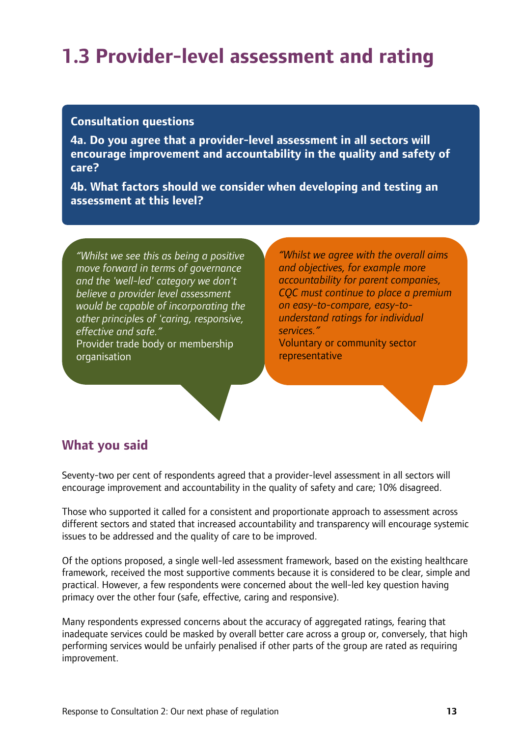# 1.3 Provider-level assessment and rating

**Consultation questions**

**4a. Do you agree that a provider-level assessment in all sectors will encourage improvement and accountability in the quality and safety of care?**

**4b. What factors should we consider when developing and testing an assessment at this level?**

*"Whilst we see this as being a positive move forward in terms of governance and the 'well-led' category we don't believe a provider level assessment would be capable of incorporating the other principles of 'caring, responsive, effective and safe."*
Provider trade body or membership organisation

*"Whilst we agree with the overall aims and objectives, for example more accountability for parent companies, CQC must continue to place a premium on easy-to-compare, easy-to-understand ratings for individual services."*
Voluntary or community sector representative

## What you said

Seventy-two per cent of respondents agreed that a provider-level assessment in all sectors will encourage improvement and accountability in the quality of safety and care; 10% disagreed.

Those who supported it called for a consistent and proportionate approach to assessment across different sectors and stated that increased accountability and transparency will encourage systemic issues to be addressed and the quality of care to be improved.

Of the options proposed, a single well-led assessment framework, based on the existing healthcare framework, received the most supportive comments because it is considered to be clear, simple and practical. However, a few respondents were concerned about the well-led key question having primacy over the other four (safe, effective, caring and responsive).

Many respondents expressed concerns about the accuracy of aggregated ratings, fearing that inadequate services could be masked by overall better care across a group or, conversely, that high performing services would be unfairly penalised if other parts of the group are rated as requiring improvement.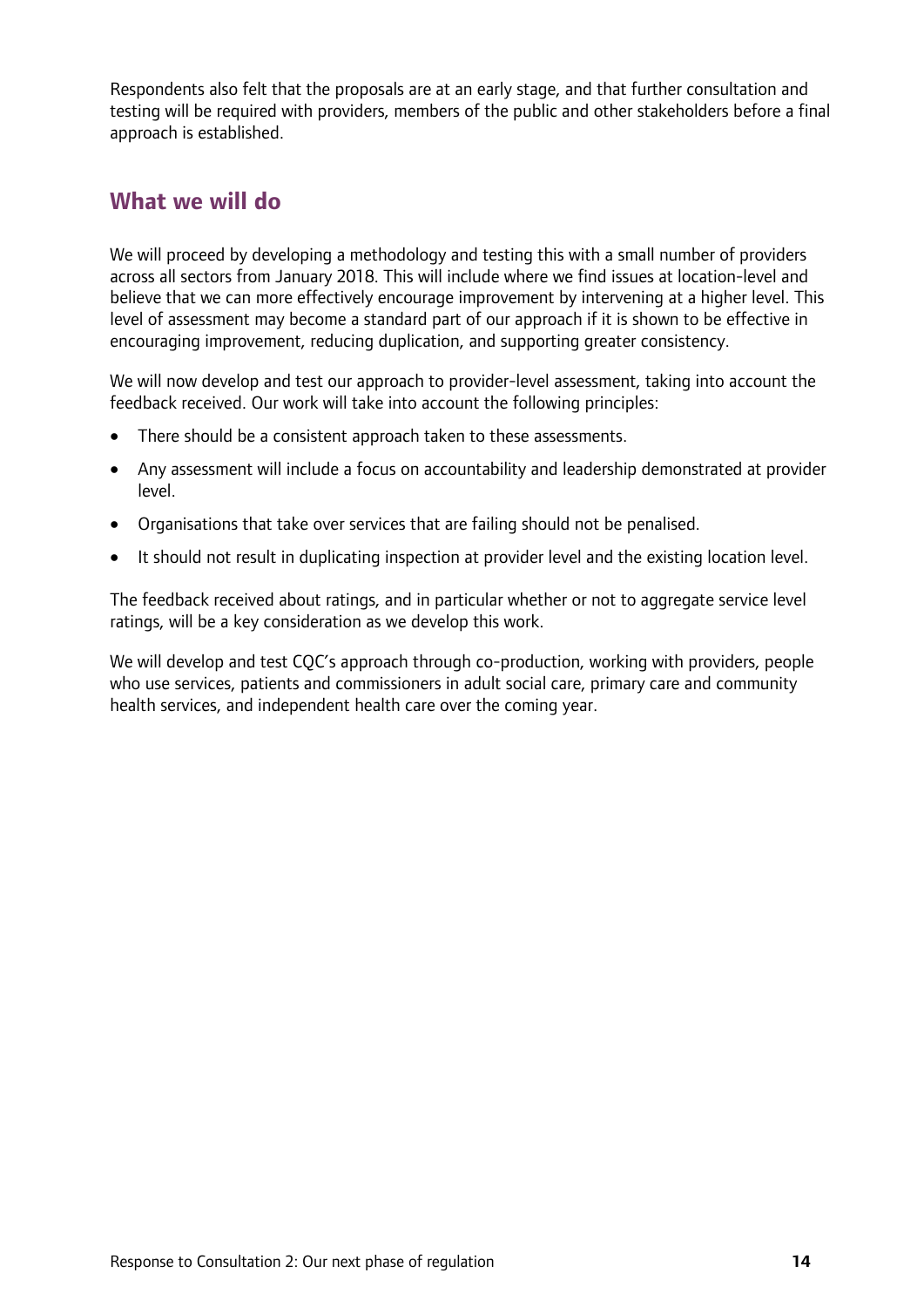Respondents also felt that the proposals are at an early stage, and that further consultation and testing will be required with providers, members of the public and other stakeholders before a final approach is established.

## What we will do

We will proceed by developing a methodology and testing this with a small number of providers across all sectors from January 2018. This will include where we find issues at location-level and believe that we can more effectively encourage improvement by intervening at a higher level. This level of assessment may become a standard part of our approach if it is shown to be effective in encouraging improvement, reducing duplication, and supporting greater consistency.

We will now develop and test our approach to provider-level assessment, taking into account the feedback received. Our work will take into account the following principles:

- There should be a consistent approach taken to these assessments.
- Any assessment will include a focus on accountability and leadership demonstrated at provider level.
- Organisations that take over services that are failing should not be penalised.
- It should not result in duplicating inspection at provider level and the existing location level.

The feedback received about ratings, and in particular whether or not to aggregate service level ratings, will be a key consideration as we develop this work.

We will develop and test CQC's approach through co-production, working with providers, people who use services, patients and commissioners in adult social care, primary care and community health services, and independent health care over the coming year.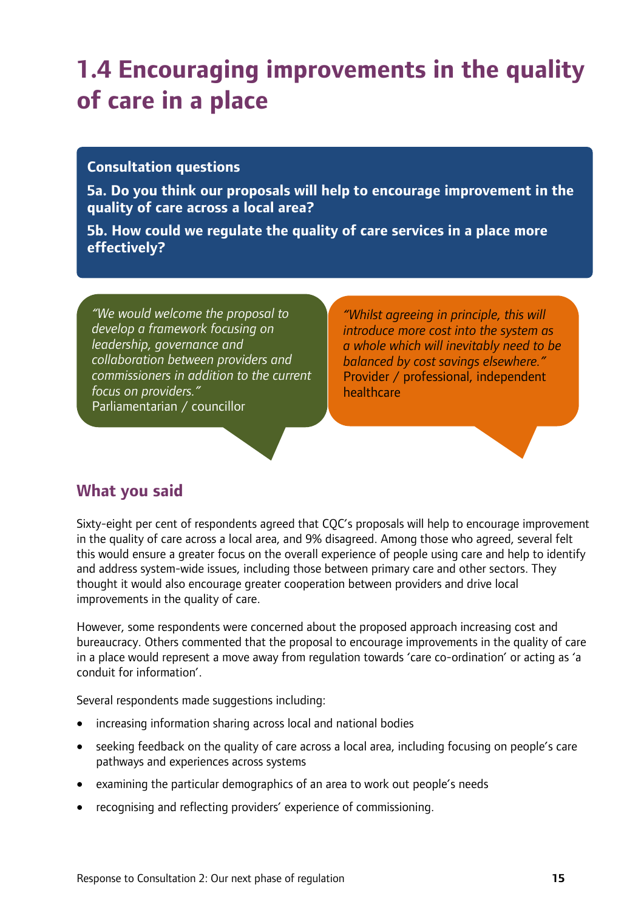# 1.4 Encouraging improvements in the quality of care in a place

**Consultation questions**

**5a. Do you think our proposals will help to encourage improvement in the quality of care across a local area?**

**5b. How could we regulate the quality of care services in a place more effectively?**

> *"We would welcome the proposal to develop a framework focusing on leadership, governance and collaboration between providers and commissioners in addition to the current focus on providers."*
> Parliamentarian / councillor

> *"Whilst agreeing in principle, this will introduce more cost into the system as a whole which will inevitably need to be balanced by cost savings elsewhere."*
> Provider / professional, independent healthcare

## What you said

Sixty-eight per cent of respondents agreed that CQC's proposals will help to encourage improvement in the quality of care across a local area, and 9% disagreed. Among those who agreed, several felt this would ensure a greater focus on the overall experience of people using care and help to identify and address system-wide issues, including those between primary care and other sectors. They thought it would also encourage greater cooperation between providers and drive local improvements in the quality of care.

However, some respondents were concerned about the proposed approach increasing cost and bureaucracy. Others commented that the proposal to encourage improvements in the quality of care in a place would represent a move away from regulation towards 'care co-ordination' or acting as 'a conduit for information'.

Several respondents made suggestions including:

- increasing information sharing across local and national bodies
- seeking feedback on the quality of care across a local area, including focusing on people's care pathways and experiences across systems
- examining the particular demographics of an area to work out people's needs
- recognising and reflecting providers' experience of commissioning.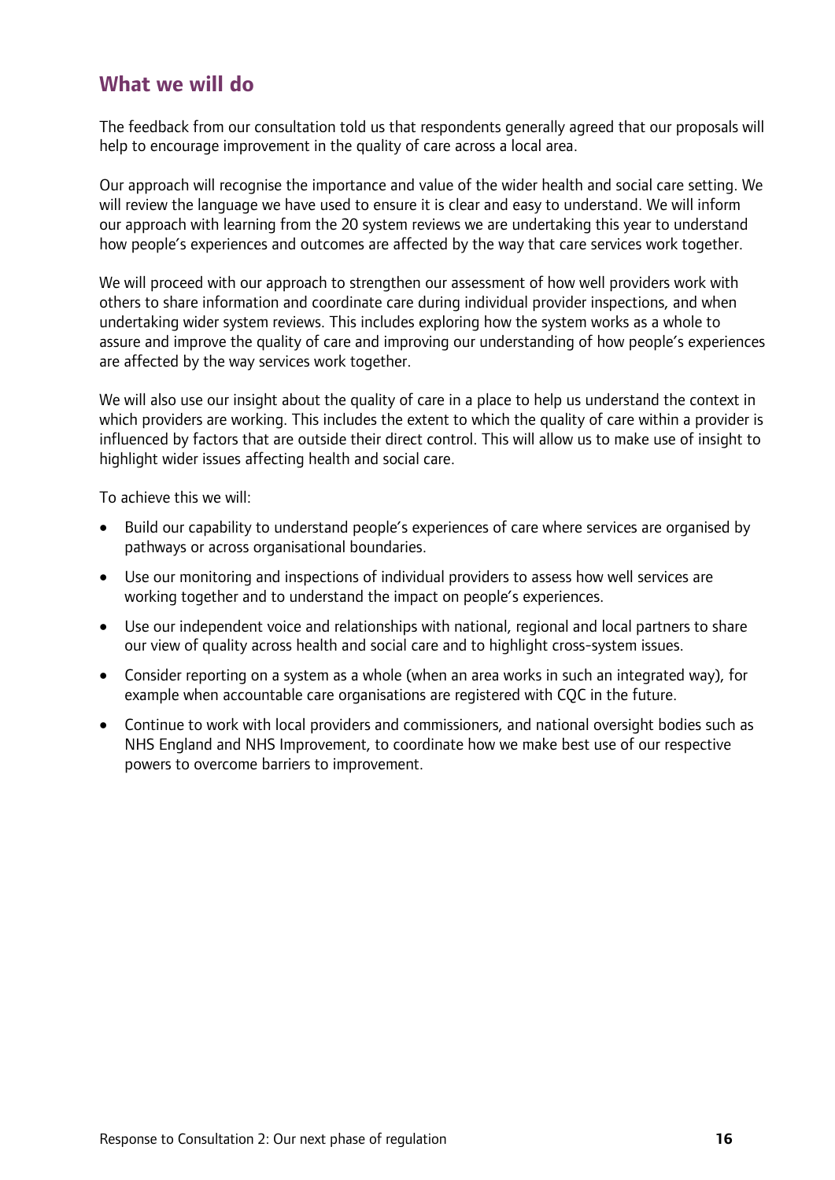## What we will do

The feedback from our consultation told us that respondents generally agreed that our proposals will help to encourage improvement in the quality of care across a local area.

Our approach will recognise the importance and value of the wider health and social care setting. We will review the language we have used to ensure it is clear and easy to understand. We will inform our approach with learning from the 20 system reviews we are undertaking this year to understand how people's experiences and outcomes are affected by the way that care services work together.

We will proceed with our approach to strengthen our assessment of how well providers work with others to share information and coordinate care during individual provider inspections, and when undertaking wider system reviews. This includes exploring how the system works as a whole to assure and improve the quality of care and improving our understanding of how people's experiences are affected by the way services work together.

We will also use our insight about the quality of care in a place to help us understand the context in which providers are working. This includes the extent to which the quality of care within a provider is influenced by factors that are outside their direct control. This will allow us to make use of insight to highlight wider issues affecting health and social care.

To achieve this we will:

- Build our capability to understand people's experiences of care where services are organised by pathways or across organisational boundaries.
- Use our monitoring and inspections of individual providers to assess how well services are working together and to understand the impact on people's experiences.
- Use our independent voice and relationships with national, regional and local partners to share our view of quality across health and social care and to highlight cross-system issues.
- Consider reporting on a system as a whole (when an area works in such an integrated way), for example when accountable care organisations are registered with CQC in the future.
- Continue to work with local providers and commissioners, and national oversight bodies such as NHS England and NHS Improvement, to coordinate how we make best use of our respective powers to overcome barriers to improvement.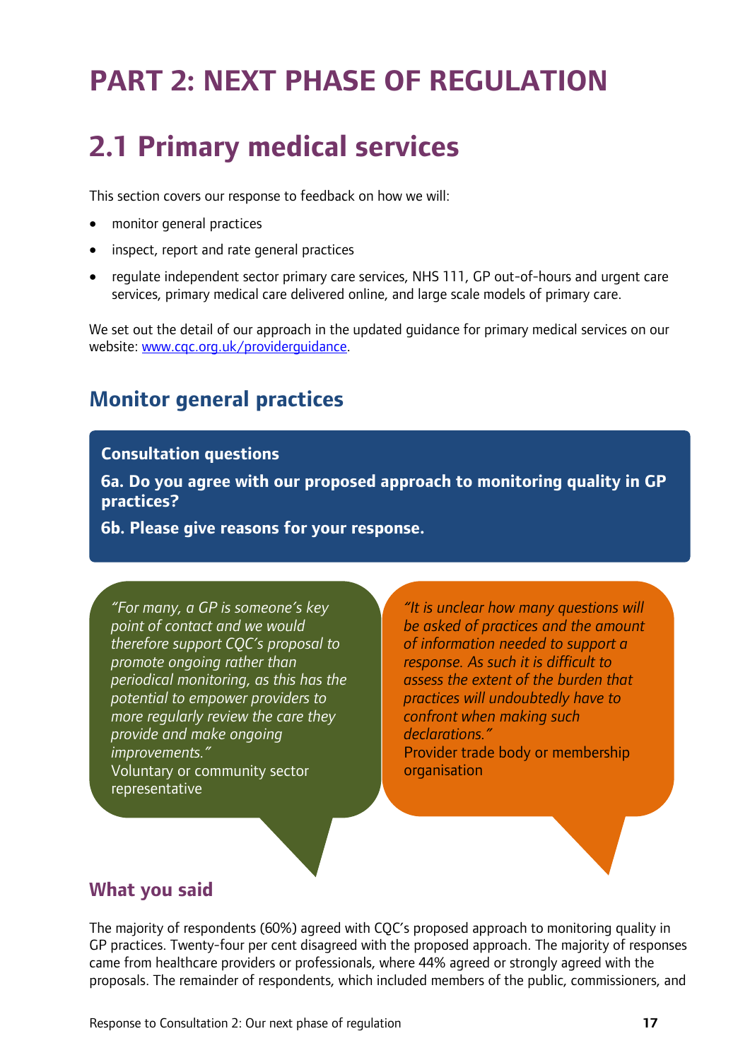# PART 2: NEXT PHASE OF REGULATION

# 2.1 Primary medical services

This section covers our response to feedback on how we will:

- monitor general practices
- inspect, report and rate general practices
- regulate independent sector primary care services, NHS 111, GP out-of-hours and urgent care services, primary medical care delivered online, and large scale models of primary care.

We set out the detail of our approach in the updated guidance for primary medical services on our website: [www.cqc.org.uk/providerguidance](http://www.cqc.org.uk/providerguidance).

## Monitor general practices

**Consultation questions**

**6a. Do you agree with our proposed approach to monitoring quality in GP practices?**

**6b. Please give reasons for your response.**

*"For many, a GP is someone's key point of contact and we would therefore support CQC's proposal to promote ongoing rather than periodical monitoring, as this has the potential to empower providers to more regularly review the care they provide and make ongoing improvements."*
Voluntary or community sector representative

*"It is unclear how many questions will be asked of practices and the amount of information needed to support a response. As such it is difficult to assess the extent of the burden that practices will undoubtedly have to confront when making such declarations."*
Provider trade body or membership organisation

### What you said

The majority of respondents (60%) agreed with CQC's proposed approach to monitoring quality in GP practices. Twenty-four per cent disagreed with the proposed approach. The majority of responses came from healthcare providers or professionals, where 44% agreed or strongly agreed with the proposals. The remainder of respondents, which included members of the public, commissioners, and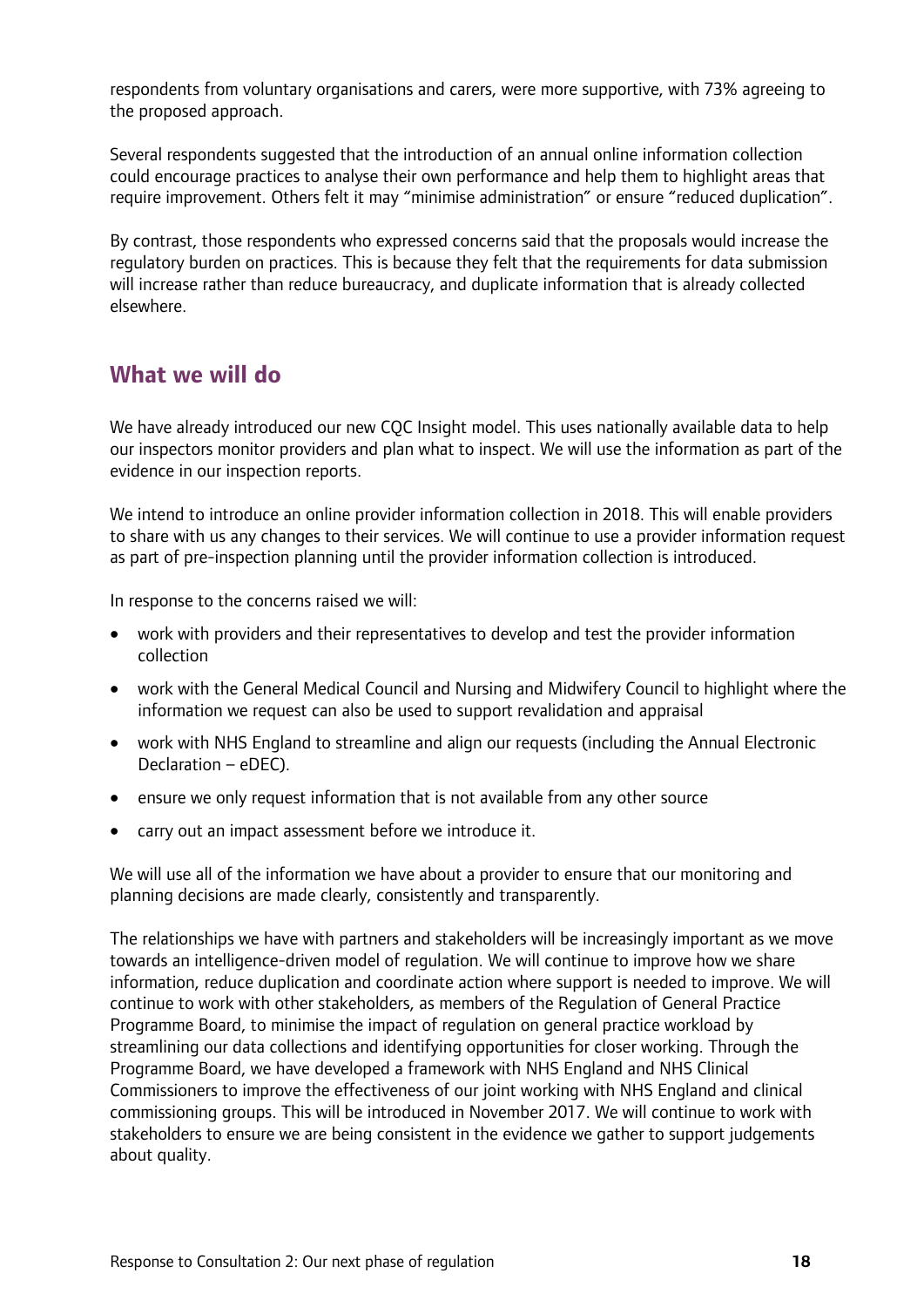respondents from voluntary organisations and carers, were more supportive, with 73% agreeing to the proposed approach.

Several respondents suggested that the introduction of an annual online information collection could encourage practices to analyse their own performance and help them to highlight areas that require improvement. Others felt it may "minimise administration" or ensure "reduced duplication".

By contrast, those respondents who expressed concerns said that the proposals would increase the regulatory burden on practices. This is because they felt that the requirements for data submission will increase rather than reduce bureaucracy, and duplicate information that is already collected elsewhere.

## What we will do

We have already introduced our new CQC Insight model. This uses nationally available data to help our inspectors monitor providers and plan what to inspect. We will use the information as part of the evidence in our inspection reports.

We intend to introduce an online provider information collection in 2018. This will enable providers to share with us any changes to their services. We will continue to use a provider information request as part of pre-inspection planning until the provider information collection is introduced.

In response to the concerns raised we will:

- work with providers and their representatives to develop and test the provider information collection
- work with the General Medical Council and Nursing and Midwifery Council to highlight where the information we request can also be used to support revalidation and appraisal
- work with NHS England to streamline and align our requests (including the Annual Electronic Declaration – eDEC).
- ensure we only request information that is not available from any other source
- carry out an impact assessment before we introduce it.

We will use all of the information we have about a provider to ensure that our monitoring and planning decisions are made clearly, consistently and transparently.

The relationships we have with partners and stakeholders will be increasingly important as we move towards an intelligence-driven model of regulation. We will continue to improve how we share information, reduce duplication and coordinate action where support is needed to improve. We will continue to work with other stakeholders, as members of the Regulation of General Practice Programme Board, to minimise the impact of regulation on general practice workload by streamlining our data collections and identifying opportunities for closer working. Through the Programme Board, we have developed a framework with NHS England and NHS Clinical Commissioners to improve the effectiveness of our joint working with NHS England and clinical commissioning groups. This will be introduced in November 2017. We will continue to work with stakeholders to ensure we are being consistent in the evidence we gather to support judgements about quality.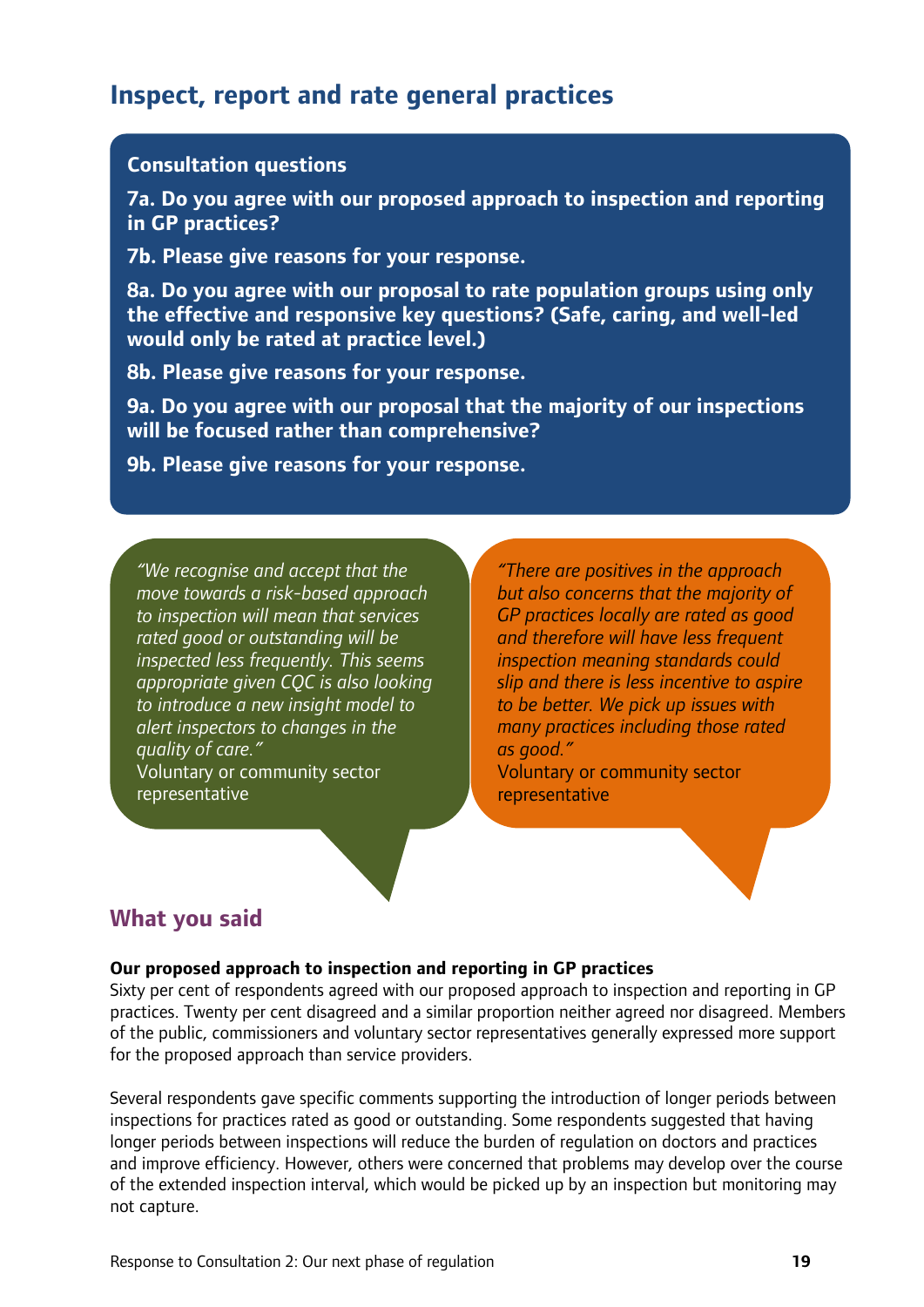## Inspect, report and rate general practices

**Consultation questions**

**7a. Do you agree with our proposed approach to inspection and reporting in GP practices?**

**7b. Please give reasons for your response.**

**8a. Do you agree with our proposal to rate population groups using only the effective and responsive key questions? (Safe, caring, and well-led would only be rated at practice level.)**

**8b. Please give reasons for your response.**

**9a. Do you agree with our proposal that the majority of our inspections will be focused rather than comprehensive?**

**9b. Please give reasons for your response.**

*"We recognise and accept that the move towards a risk-based approach to inspection will mean that services rated good or outstanding will be inspected less frequently. This seems appropriate given CQC is also looking to introduce a new insight model to alert inspectors to changes in the quality of care."*
Voluntary or community sector representative

*"There are positives in the approach but also concerns that the majority of GP practices locally are rated as good and therefore will have less frequent inspection meaning standards could slip and there is less incentive to aspire to be better. We pick up issues with many practices including those rated as good."*
Voluntary or community sector representative

## What you said

**Our proposed approach to inspection and reporting in GP practices**

Sixty per cent of respondents agreed with our proposed approach to inspection and reporting in GP practices. Twenty per cent disagreed and a similar proportion neither agreed nor disagreed. Members of the public, commissioners and voluntary sector representatives generally expressed more support for the proposed approach than service providers.

Several respondents gave specific comments supporting the introduction of longer periods between inspections for practices rated as good or outstanding. Some respondents suggested that having longer periods between inspections will reduce the burden of regulation on doctors and practices and improve efficiency. However, others were concerned that problems may develop over the course of the extended inspection interval, which would be picked up by an inspection but monitoring may not capture.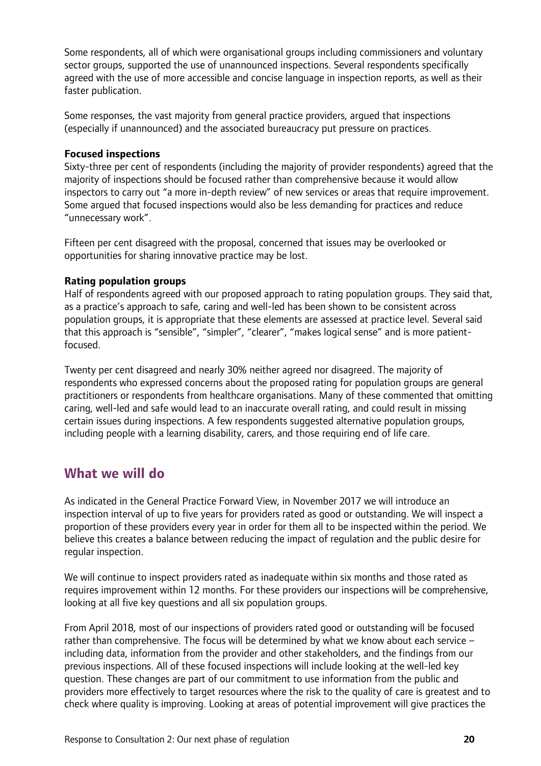Some respondents, all of which were organisational groups including commissioners and voluntary sector groups, supported the use of unannounced inspections. Several respondents specifically agreed with the use of more accessible and concise language in inspection reports, as well as their faster publication.

Some responses, the vast majority from general practice providers, argued that inspections (especially if unannounced) and the associated bureaucracy put pressure on practices.

**Focused inspections**

Sixty-three per cent of respondents (including the majority of provider respondents) agreed that the majority of inspections should be focused rather than comprehensive because it would allow inspectors to carry out "a more in-depth review" of new services or areas that require improvement. Some argued that focused inspections would also be less demanding for practices and reduce "unnecessary work".

Fifteen per cent disagreed with the proposal, concerned that issues may be overlooked or opportunities for sharing innovative practice may be lost.

**Rating population groups**

Half of respondents agreed with our proposed approach to rating population groups. They said that, as a practice's approach to safe, caring and well-led has been shown to be consistent across population groups, it is appropriate that these elements are assessed at practice level. Several said that this approach is "sensible", "simpler", "clearer", "makes logical sense" and is more patient-focused.

Twenty per cent disagreed and nearly 30% neither agreed nor disagreed. The majority of respondents who expressed concerns about the proposed rating for population groups are general practitioners or respondents from healthcare organisations. Many of these commented that omitting caring, well-led and safe would lead to an inaccurate overall rating, and could result in missing certain issues during inspections. A few respondents suggested alternative population groups, including people with a learning disability, carers, and those requiring end of life care.

## What we will do

As indicated in the General Practice Forward View, in November 2017 we will introduce an inspection interval of up to five years for providers rated as good or outstanding. We will inspect a proportion of these providers every year in order for them all to be inspected within the period. We believe this creates a balance between reducing the impact of regulation and the public desire for regular inspection.

We will continue to inspect providers rated as inadequate within six months and those rated as requires improvement within 12 months. For these providers our inspections will be comprehensive, looking at all five key questions and all six population groups.

From April 2018, most of our inspections of providers rated good or outstanding will be focused rather than comprehensive. The focus will be determined by what we know about each service – including data, information from the provider and other stakeholders, and the findings from our previous inspections. All of these focused inspections will include looking at the well-led key question. These changes are part of our commitment to use information from the public and providers more effectively to target resources where the risk to the quality of care is greatest and to check where quality is improving. Looking at areas of potential improvement will give practices the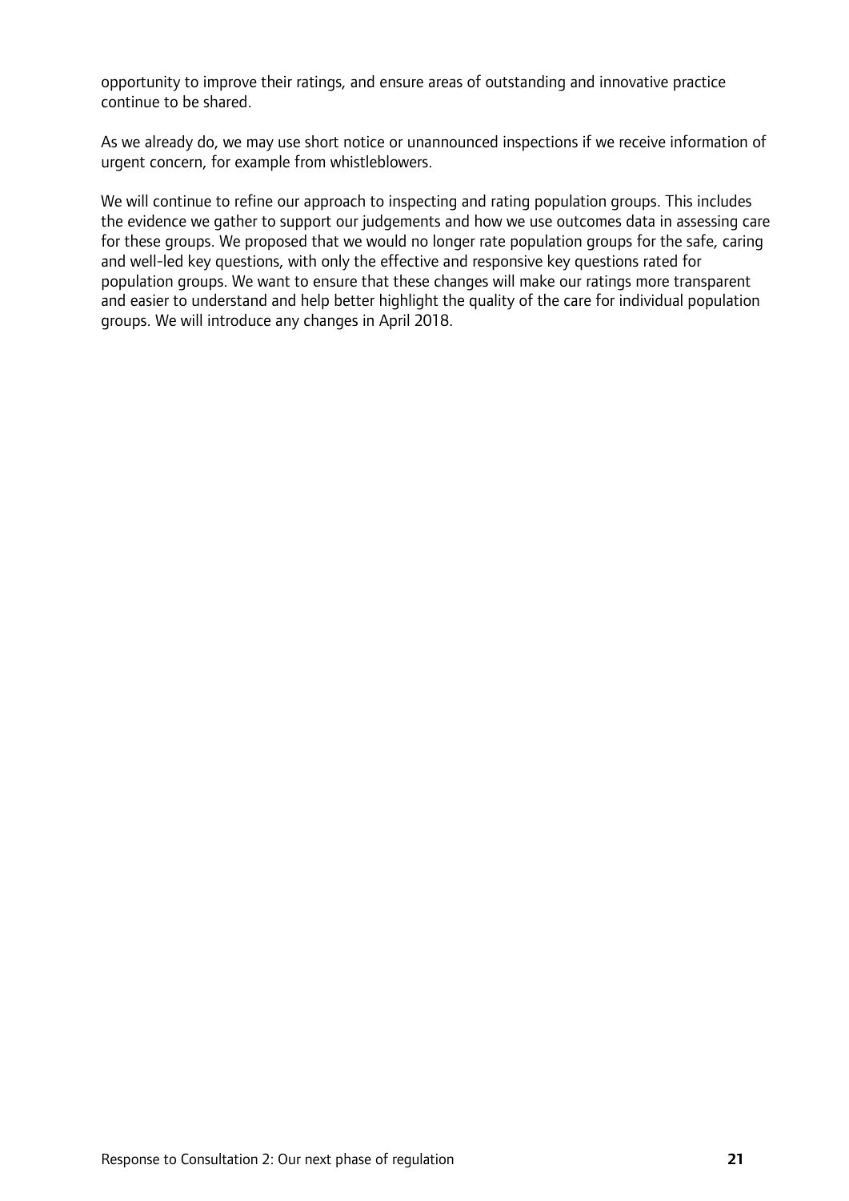opportunity to improve their ratings, and ensure areas of outstanding and innovative practice continue to be shared.

As we already do, we may use short notice or unannounced inspections if we receive information of urgent concern, for example from whistleblowers.

We will continue to refine our approach to inspecting and rating population groups. This includes the evidence we gather to support our judgements and how we use outcomes data in assessing care for these groups. We proposed that we would no longer rate population groups for the safe, caring and well-led key questions, with only the effective and responsive key questions rated for population groups. We want to ensure that these changes will make our ratings more transparent and easier to understand and help better highlight the quality of the care for individual population groups. We will introduce any changes in April 2018.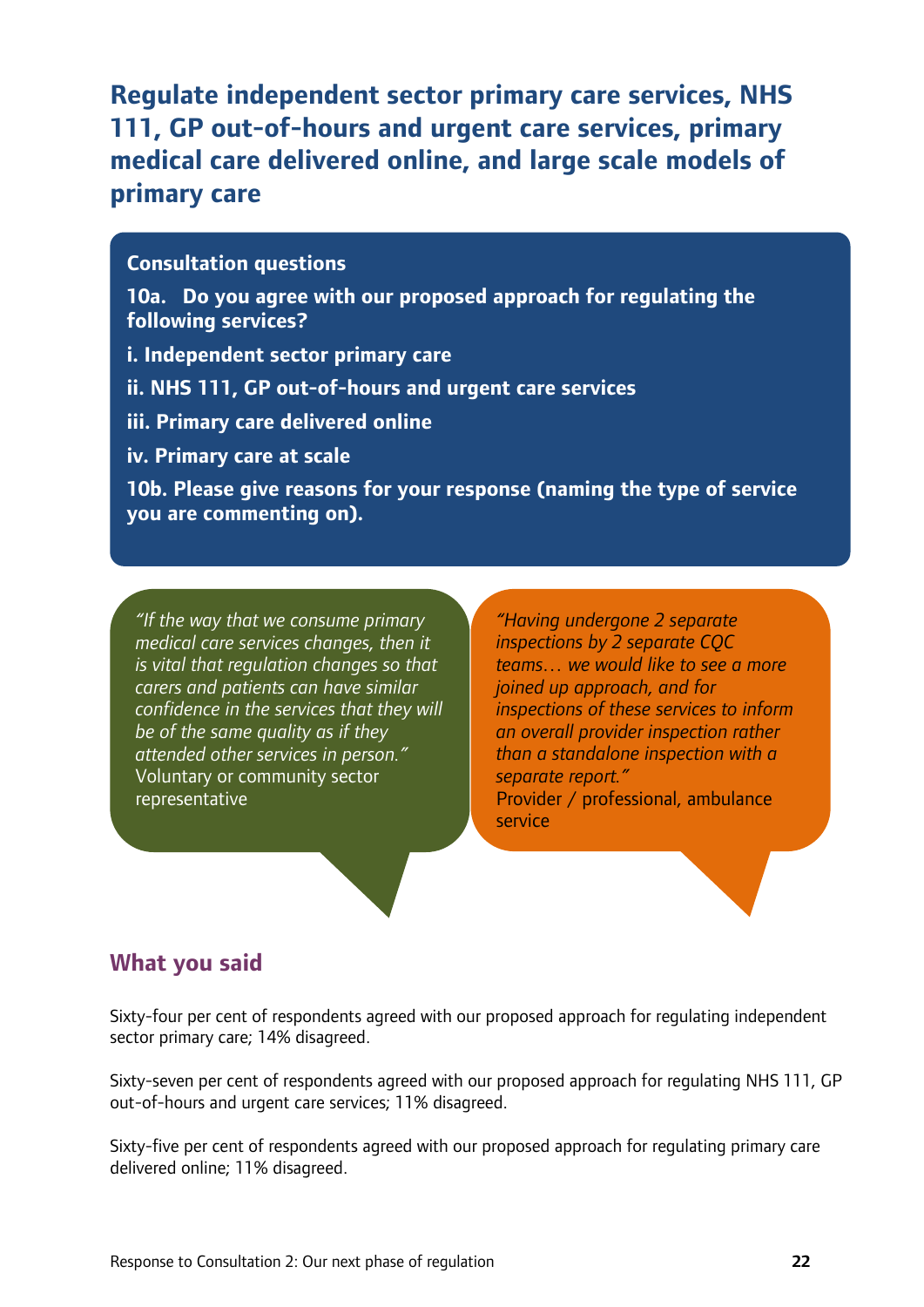## Regulate independent sector primary care services, NHS 111, GP out-of-hours and urgent care services, primary medical care delivered online, and large scale models of primary care

**Consultation questions**

**10a. Do you agree with our proposed approach for regulating the following services?**

**i. Independent sector primary care**

**ii. NHS 111, GP out-of-hours and urgent care services**

**iii. Primary care delivered online**

**iv. Primary care at scale**

**10b. Please give reasons for your response (naming the type of service you are commenting on).**

*"If the way that we consume primary medical care services changes, then it is vital that regulation changes so that carers and patients can have similar confidence in the services that they will be of the same quality as if they attended other services in person."*
Voluntary or community sector representative

*"Having undergone 2 separate inspections by 2 separate CQC teams… we would like to see a more joined up approach, and for inspections of these services to inform an overall provider inspection rather than a standalone inspection with a separate report."*
Provider / professional, ambulance service

### What you said

Sixty-four per cent of respondents agreed with our proposed approach for regulating independent sector primary care; 14% disagreed.

Sixty-seven per cent of respondents agreed with our proposed approach for regulating NHS 111, GP out-of-hours and urgent care services; 11% disagreed.

Sixty-five per cent of respondents agreed with our proposed approach for regulating primary care delivered online; 11% disagreed.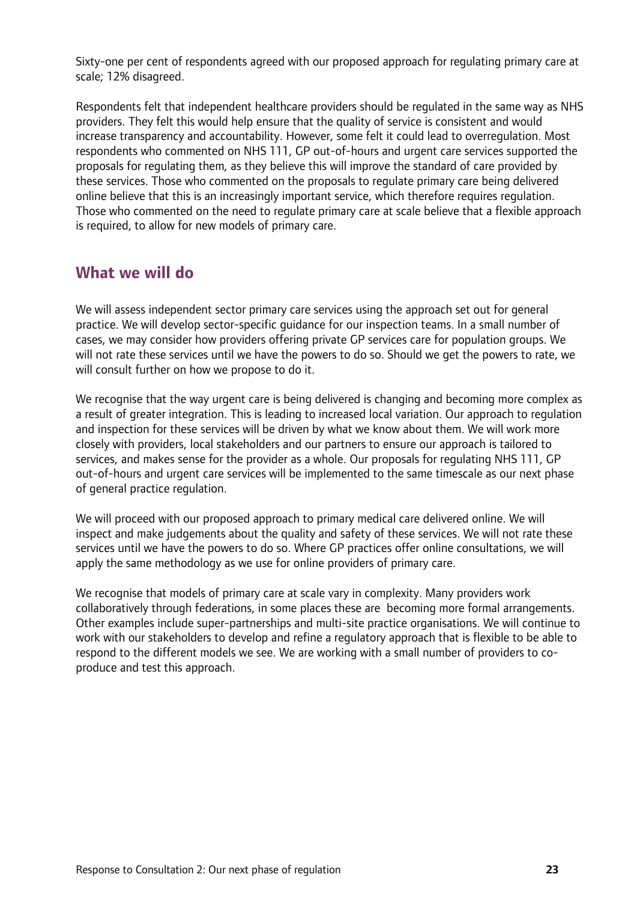Sixty-one per cent of respondents agreed with our proposed approach for regulating primary care at scale; 12% disagreed.

Respondents felt that independent healthcare providers should be regulated in the same way as NHS providers. They felt this would help ensure that the quality of service is consistent and would increase transparency and accountability. However, some felt it could lead to overregulation. Most respondents who commented on NHS 111, GP out-of-hours and urgent care services supported the proposals for regulating them, as they believe this will improve the standard of care provided by these services. Those who commented on the proposals to regulate primary care being delivered online believe that this is an increasingly important service, which therefore requires regulation. Those who commented on the need to regulate primary care at scale believe that a flexible approach is required, to allow for new models of primary care.

## What we will do

We will assess independent sector primary care services using the approach set out for general practice. We will develop sector-specific guidance for our inspection teams. In a small number of cases, we may consider how providers offering private GP services care for population groups. We will not rate these services until we have the powers to do so. Should we get the powers to rate, we will consult further on how we propose to do it.

We recognise that the way urgent care is being delivered is changing and becoming more complex as a result of greater integration. This is leading to increased local variation. Our approach to regulation and inspection for these services will be driven by what we know about them. We will work more closely with providers, local stakeholders and our partners to ensure our approach is tailored to services, and makes sense for the provider as a whole. Our proposals for regulating NHS 111, GP out-of-hours and urgent care services will be implemented to the same timescale as our next phase of general practice regulation.

We will proceed with our proposed approach to primary medical care delivered online. We will inspect and make judgements about the quality and safety of these services. We will not rate these services until we have the powers to do so. Where GP practices offer online consultations, we will apply the same methodology as we use for online providers of primary care.

We recognise that models of primary care at scale vary in complexity. Many providers work collaboratively through federations, in some places these are becoming more formal arrangements. Other examples include super-partnerships and multi-site practice organisations. We will continue to work with our stakeholders to develop and refine a regulatory approach that is flexible to be able to respond to the different models we see. We are working with a small number of providers to co-produce and test this approach.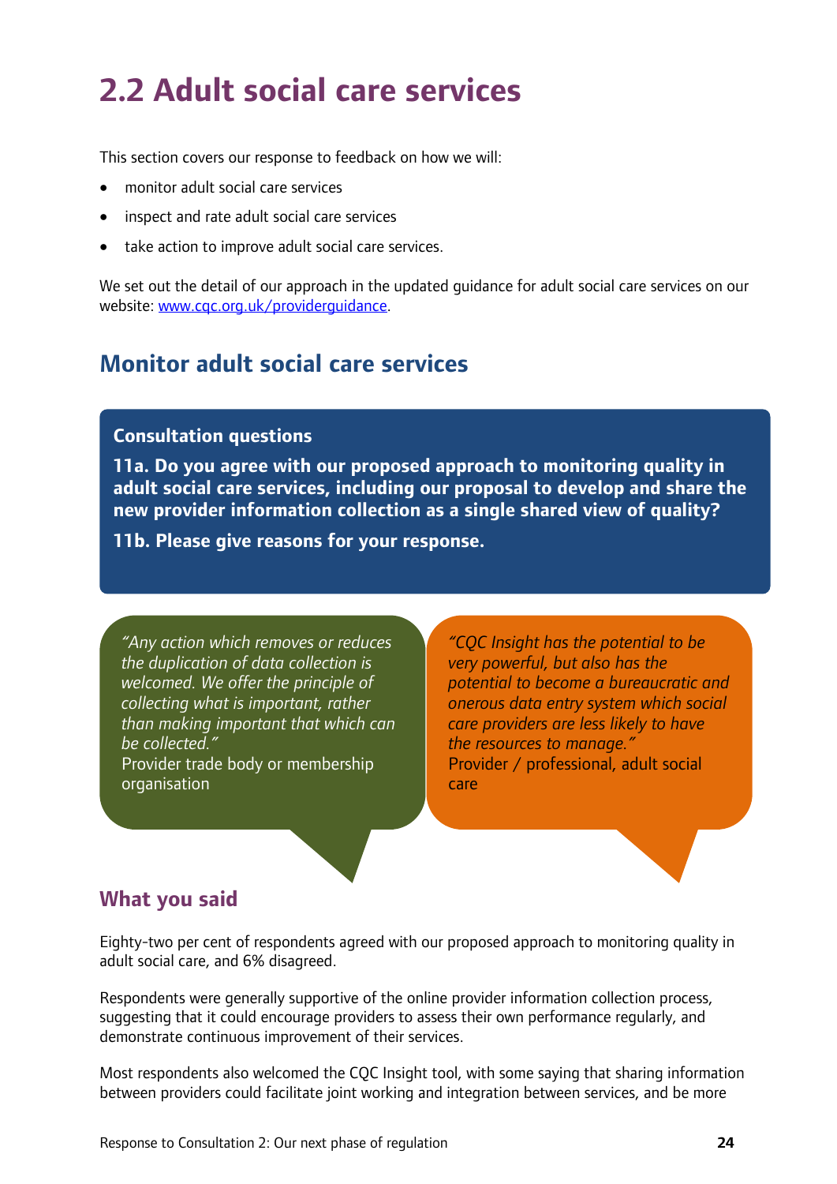# 2.2 Adult social care services

This section covers our response to feedback on how we will:

- monitor adult social care services
- inspect and rate adult social care services
- take action to improve adult social care services.

We set out the detail of our approach in the updated guidance for adult social care services on our website: www.cqc.org.uk/providerguidance.

## Monitor adult social care services

**Consultation questions**

**11a. Do you agree with our proposed approach to monitoring quality in adult social care services, including our proposal to develop and share the new provider information collection as a single shared view of quality?**

**11b. Please give reasons for your response.**

*"Any action which removes or reduces the duplication of data collection is welcomed. We offer the principle of collecting what is important, rather than making important that which can be collected."*
Provider trade body or membership organisation

*"CQC Insight has the potential to be very powerful, but also has the potential to become a bureaucratic and onerous data entry system which social care providers are less likely to have the resources to manage."*
Provider / professional, adult social care

### What you said

Eighty-two per cent of respondents agreed with our proposed approach to monitoring quality in adult social care, and 6% disagreed.

Respondents were generally supportive of the online provider information collection process, suggesting that it could encourage providers to assess their own performance regularly, and demonstrate continuous improvement of their services.

Most respondents also welcomed the CQC Insight tool, with some saying that sharing information between providers could facilitate joint working and integration between services, and be more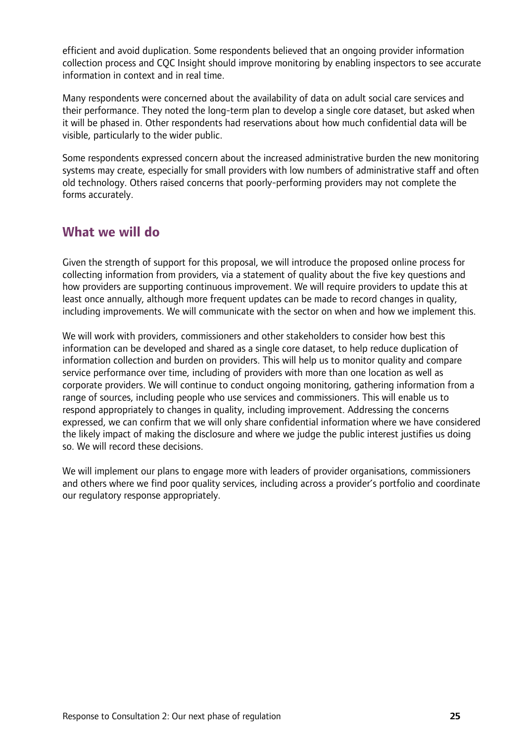efficient and avoid duplication. Some respondents believed that an ongoing provider information collection process and CQC Insight should improve monitoring by enabling inspectors to see accurate information in context and in real time.

Many respondents were concerned about the availability of data on adult social care services and their performance. They noted the long-term plan to develop a single core dataset, but asked when it will be phased in. Other respondents had reservations about how much confidential data will be visible, particularly to the wider public.

Some respondents expressed concern about the increased administrative burden the new monitoring systems may create, especially for small providers with low numbers of administrative staff and often old technology. Others raised concerns that poorly-performing providers may not complete the forms accurately.

## What we will do

Given the strength of support for this proposal, we will introduce the proposed online process for collecting information from providers, via a statement of quality about the five key questions and how providers are supporting continuous improvement. We will require providers to update this at least once annually, although more frequent updates can be made to record changes in quality, including improvements. We will communicate with the sector on when and how we implement this.

We will work with providers, commissioners and other stakeholders to consider how best this information can be developed and shared as a single core dataset, to help reduce duplication of information collection and burden on providers. This will help us to monitor quality and compare service performance over time, including of providers with more than one location as well as corporate providers. We will continue to conduct ongoing monitoring, gathering information from a range of sources, including people who use services and commissioners. This will enable us to respond appropriately to changes in quality, including improvement. Addressing the concerns expressed, we can confirm that we will only share confidential information where we have considered the likely impact of making the disclosure and where we judge the public interest justifies us doing so. We will record these decisions.

We will implement our plans to engage more with leaders of provider organisations, commissioners and others where we find poor quality services, including across a provider's portfolio and coordinate our regulatory response appropriately.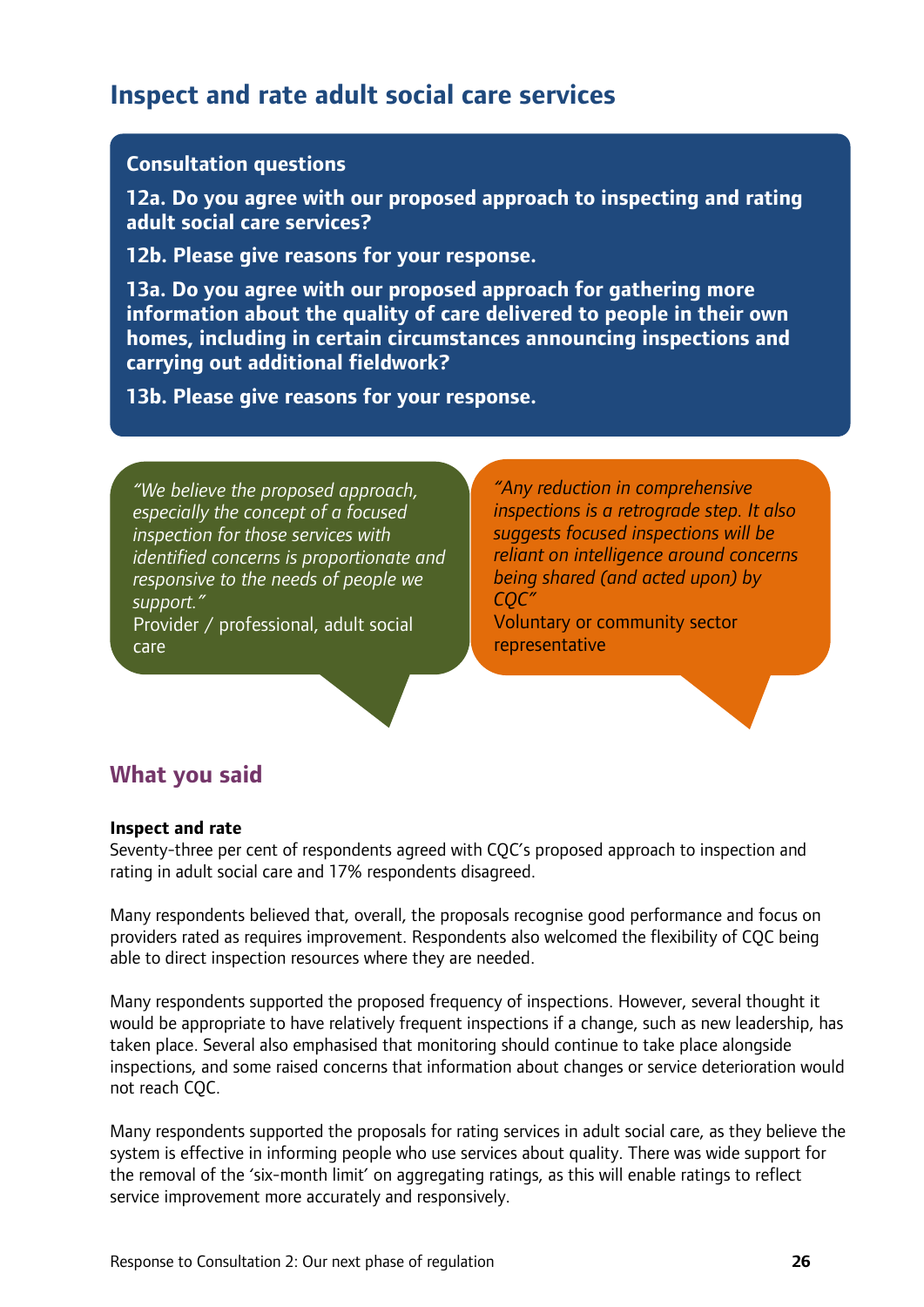## Inspect and rate adult social care services

**Consultation questions**

**12a. Do you agree with our proposed approach to inspecting and rating adult social care services?**

**12b. Please give reasons for your response.**

**13a. Do you agree with our proposed approach for gathering more information about the quality of care delivered to people in their own homes, including in certain circumstances announcing inspections and carrying out additional fieldwork?**

**13b. Please give reasons for your response.**

*"We believe the proposed approach, especially the concept of a focused inspection for those services with identified concerns is proportionate and responsive to the needs of people we support."*
Provider / professional, adult social care

*"Any reduction in comprehensive inspections is a retrograde step. It also suggests focused inspections will be reliant on intelligence around concerns being shared (and acted upon) by CQC"*
Voluntary or community sector representative

### What you said

**Inspect and rate**

Seventy-three per cent of respondents agreed with CQC's proposed approach to inspection and rating in adult social care and 17% respondents disagreed.

Many respondents believed that, overall, the proposals recognise good performance and focus on providers rated as requires improvement. Respondents also welcomed the flexibility of CQC being able to direct inspection resources where they are needed.

Many respondents supported the proposed frequency of inspections. However, several thought it would be appropriate to have relatively frequent inspections if a change, such as new leadership, has taken place. Several also emphasised that monitoring should continue to take place alongside inspections, and some raised concerns that information about changes or service deterioration would not reach CQC.

Many respondents supported the proposals for rating services in adult social care, as they believe the system is effective in informing people who use services about quality. There was wide support for the removal of the 'six-month limit' on aggregating ratings, as this will enable ratings to reflect service improvement more accurately and responsively.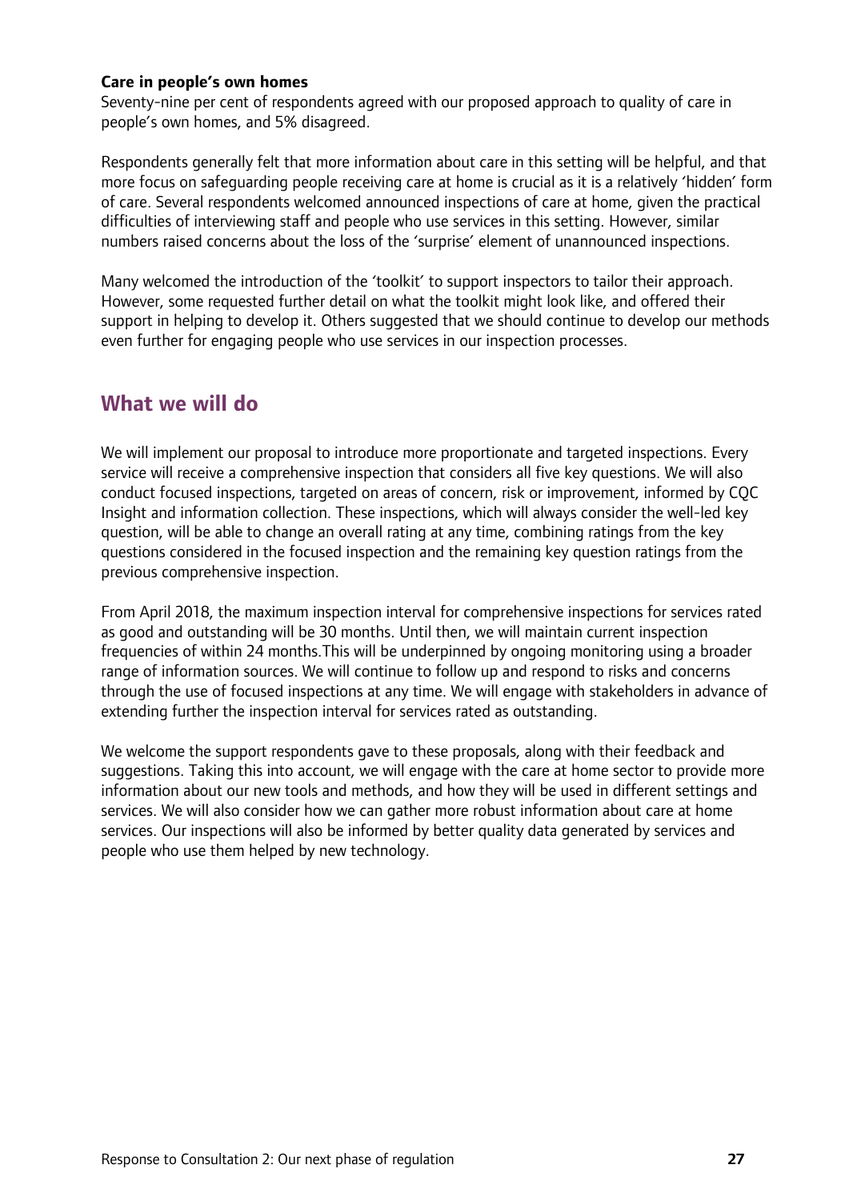**Care in people's own homes**
Seventy-nine per cent of respondents agreed with our proposed approach to quality of care in people's own homes, and 5% disagreed.

Respondents generally felt that more information about care in this setting will be helpful, and that more focus on safeguarding people receiving care at home is crucial as it is a relatively 'hidden' form of care. Several respondents welcomed announced inspections of care at home, given the practical difficulties of interviewing staff and people who use services in this setting. However, similar numbers raised concerns about the loss of the 'surprise' element of unannounced inspections.

Many welcomed the introduction of the 'toolkit' to support inspectors to tailor their approach. However, some requested further detail on what the toolkit might look like, and offered their support in helping to develop it. Others suggested that we should continue to develop our methods even further for engaging people who use services in our inspection processes.

## What we will do

We will implement our proposal to introduce more proportionate and targeted inspections. Every service will receive a comprehensive inspection that considers all five key questions. We will also conduct focused inspections, targeted on areas of concern, risk or improvement, informed by CQC Insight and information collection. These inspections, which will always consider the well-led key question, will be able to change an overall rating at any time, combining ratings from the key questions considered in the focused inspection and the remaining key question ratings from the previous comprehensive inspection.

From April 2018, the maximum inspection interval for comprehensive inspections for services rated as good and outstanding will be 30 months. Until then, we will maintain current inspection frequencies of within 24 months.This will be underpinned by ongoing monitoring using a broader range of information sources. We will continue to follow up and respond to risks and concerns through the use of focused inspections at any time. We will engage with stakeholders in advance of extending further the inspection interval for services rated as outstanding.

We welcome the support respondents gave to these proposals, along with their feedback and suggestions. Taking this into account, we will engage with the care at home sector to provide more information about our new tools and methods, and how they will be used in different settings and services. We will also consider how we can gather more robust information about care at home services. Our inspections will also be informed by better quality data generated by services and people who use them helped by new technology.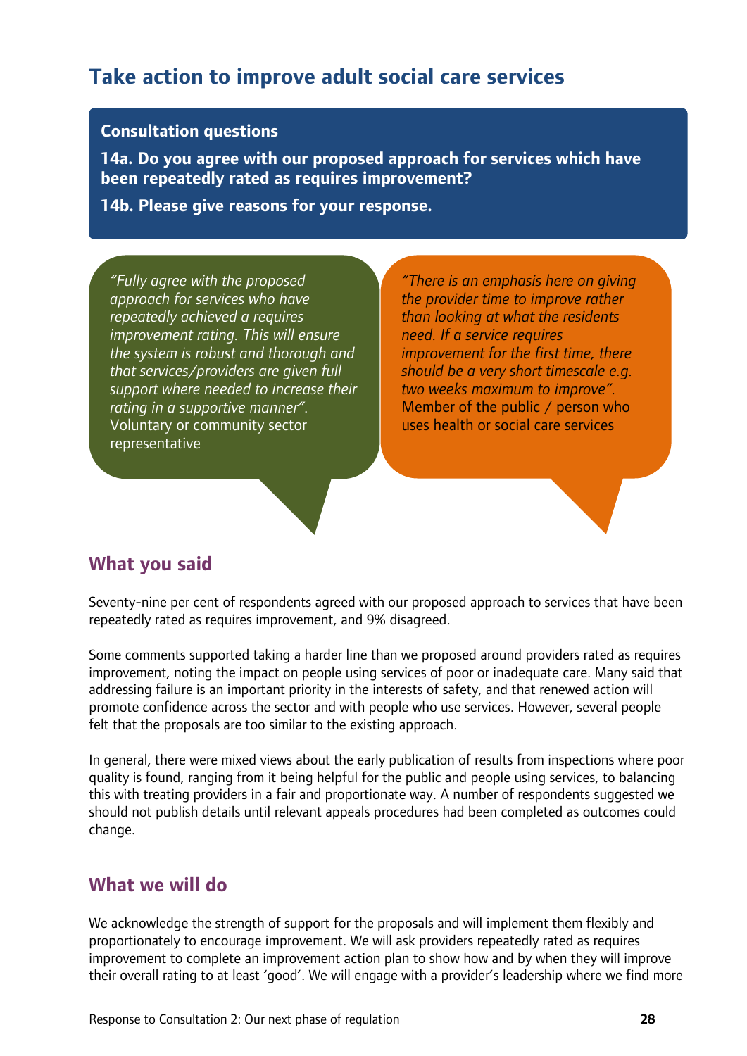## Take action to improve adult social care services

**Consultation questions**

**14a. Do you agree with our proposed approach for services which have been repeatedly rated as requires improvement?**

**14b. Please give reasons for your response.**

*"Fully agree with the proposed approach for services who have repeatedly achieved a requires improvement rating. This will ensure the system is robust and thorough and that services/providers are given full support where needed to increase their rating in a supportive manner".*
Voluntary or community sector representative

*"There is an emphasis here on giving the provider time to improve rather than looking at what the residents need. If a service requires improvement for the first time, there should be a very short timescale e.g. two weeks maximum to improve".*
Member of the public / person who uses health or social care services

### What you said

Seventy-nine per cent of respondents agreed with our proposed approach to services that have been repeatedly rated as requires improvement, and 9% disagreed.

Some comments supported taking a harder line than we proposed around providers rated as requires improvement, noting the impact on people using services of poor or inadequate care. Many said that addressing failure is an important priority in the interests of safety, and that renewed action will promote confidence across the sector and with people who use services. However, several people felt that the proposals are too similar to the existing approach.

In general, there were mixed views about the early publication of results from inspections where poor quality is found, ranging from it being helpful for the public and people using services, to balancing this with treating providers in a fair and proportionate way. A number of respondents suggested we should not publish details until relevant appeals procedures had been completed as outcomes could change.

### What we will do

We acknowledge the strength of support for the proposals and will implement them flexibly and proportionately to encourage improvement. We will ask providers repeatedly rated as requires improvement to complete an improvement action plan to show how and by when they will improve their overall rating to at least 'good'. We will engage with a provider's leadership where we find more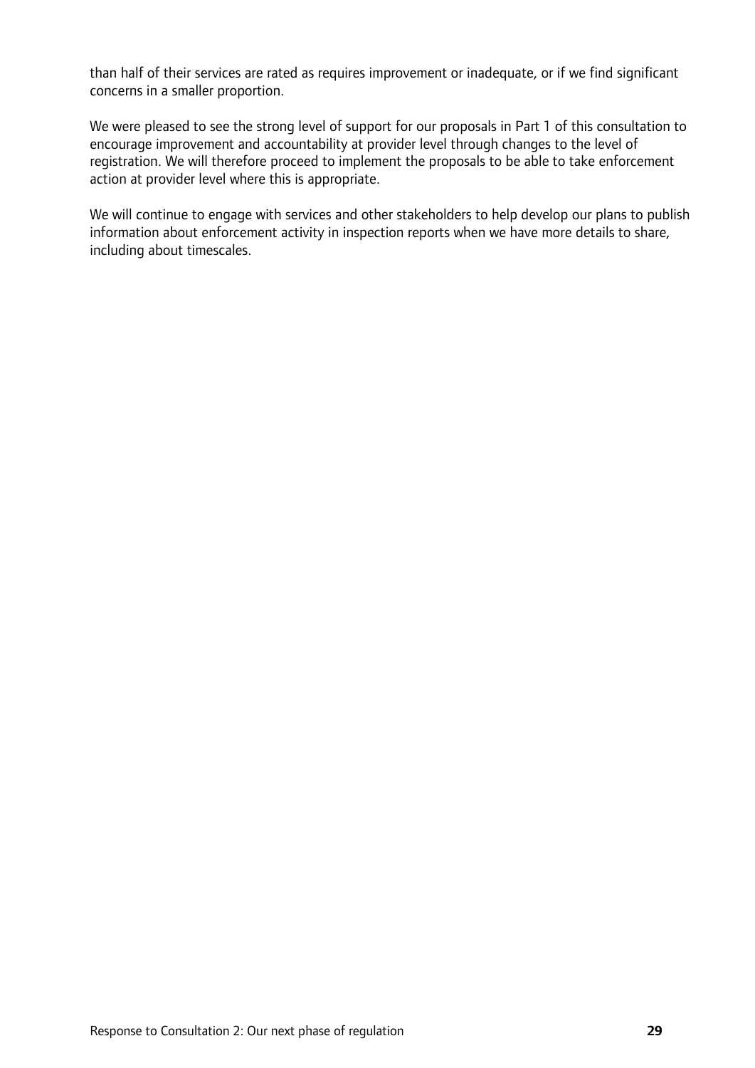than half of their services are rated as requires improvement or inadequate, or if we find significant concerns in a smaller proportion.

We were pleased to see the strong level of support for our proposals in Part 1 of this consultation to encourage improvement and accountability at provider level through changes to the level of registration. We will therefore proceed to implement the proposals to be able to take enforcement action at provider level where this is appropriate.

We will continue to engage with services and other stakeholders to help develop our plans to publish information about enforcement activity in inspection reports when we have more details to share, including about timescales.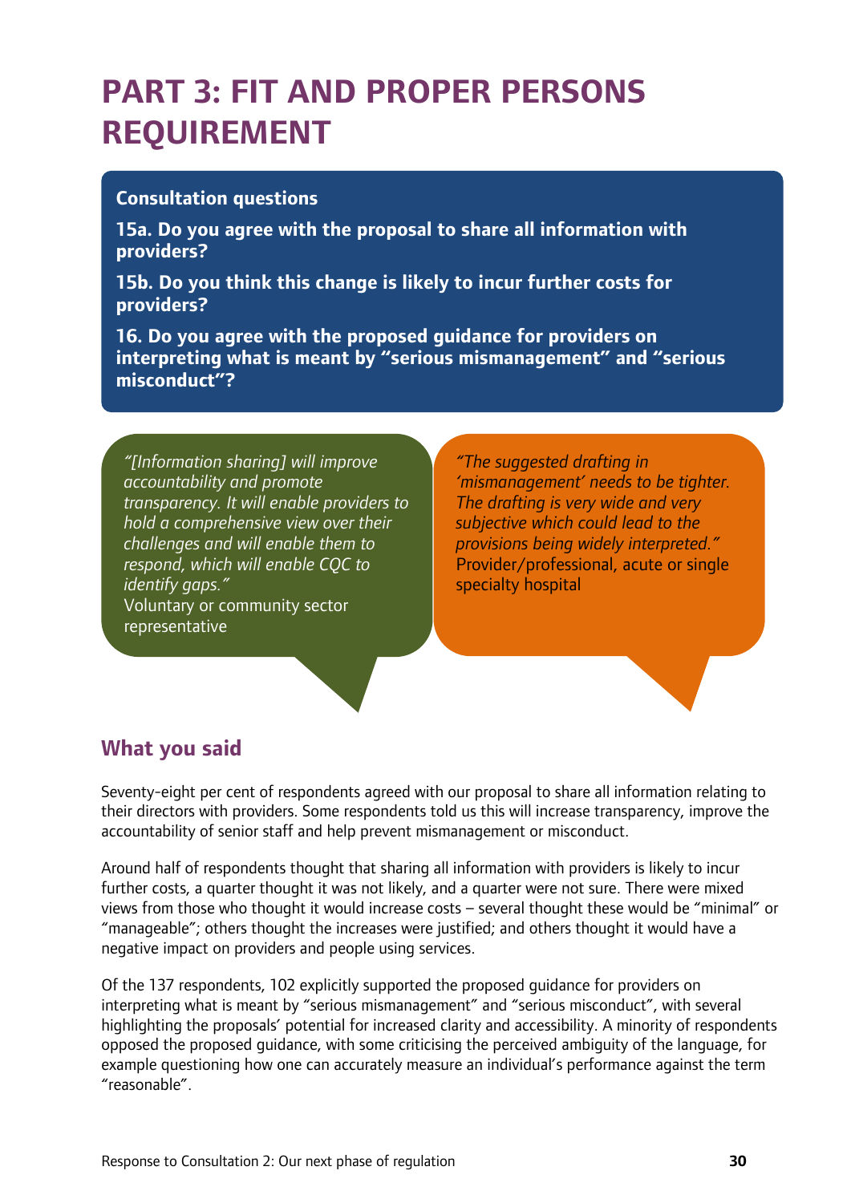# PART 3: FIT AND PROPER PERSONS REQUIREMENT

**Consultation questions**

**15a. Do you agree with the proposal to share all information with providers?**

**15b. Do you think this change is likely to incur further costs for providers?**

**16. Do you agree with the proposed guidance for providers on interpreting what is meant by "serious mismanagement" and "serious misconduct"?**

*"[Information sharing] will improve accountability and promote transparency. It will enable providers to hold a comprehensive view over their challenges and will enable them to respond, which will enable CQC to identify gaps."*
Voluntary or community sector representative

*"The suggested drafting in 'mismanagement' needs to be tighter. The drafting is very wide and very subjective which could lead to the provisions being widely interpreted."*
Provider/professional, acute or single specialty hospital

## What you said

Seventy-eight per cent of respondents agreed with our proposal to share all information relating to their directors with providers. Some respondents told us this will increase transparency, improve the accountability of senior staff and help prevent mismanagement or misconduct.

Around half of respondents thought that sharing all information with providers is likely to incur further costs, a quarter thought it was not likely, and a quarter were not sure. There were mixed views from those who thought it would increase costs – several thought these would be "minimal" or "manageable"; others thought the increases were justified; and others thought it would have a negative impact on providers and people using services.

Of the 137 respondents, 102 explicitly supported the proposed guidance for providers on interpreting what is meant by "serious mismanagement" and "serious misconduct", with several highlighting the proposals' potential for increased clarity and accessibility. A minority of respondents opposed the proposed guidance, with some criticising the perceived ambiguity of the language, for example questioning how one can accurately measure an individual's performance against the term "reasonable".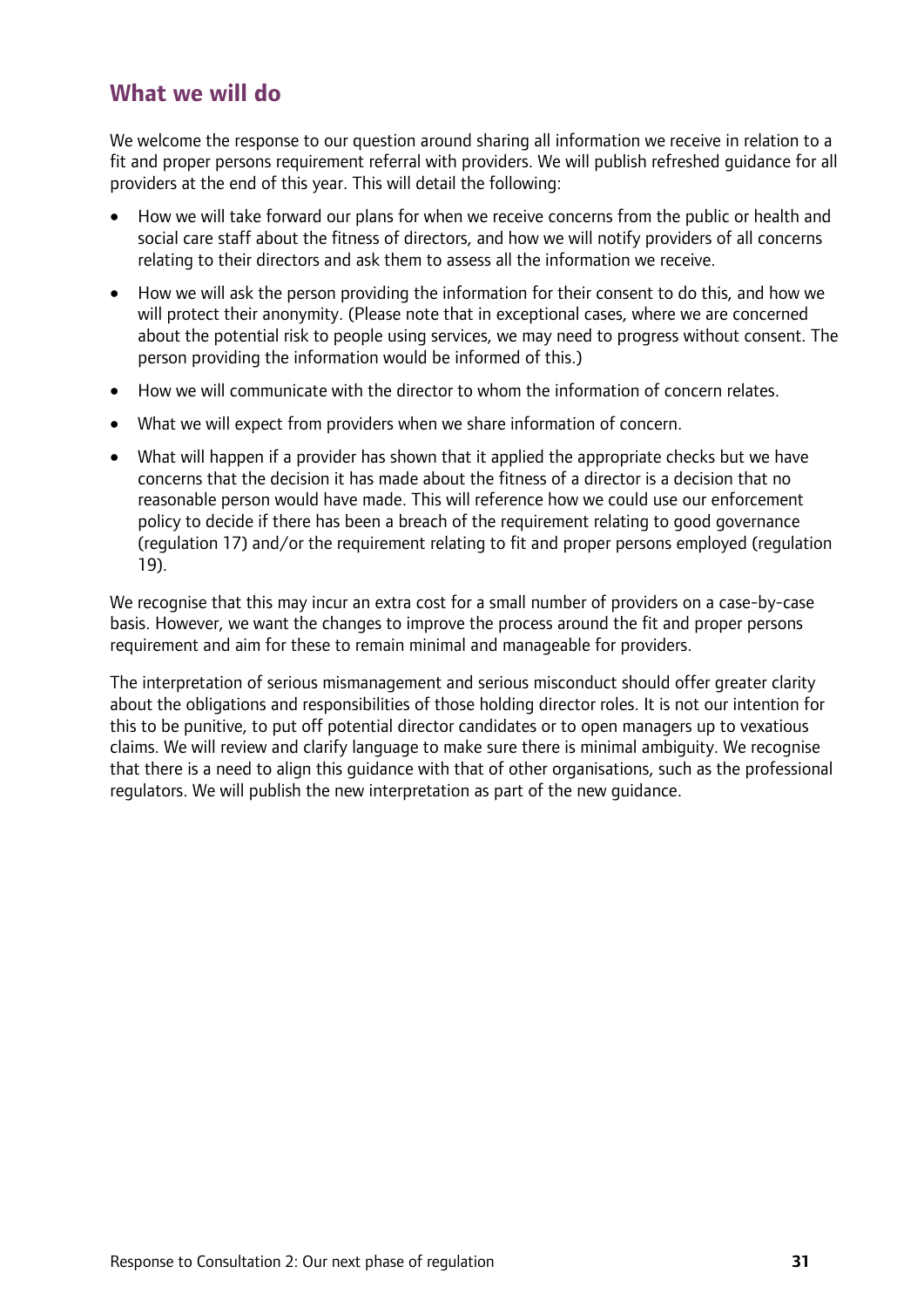## What we will do

We welcome the response to our question around sharing all information we receive in relation to a fit and proper persons requirement referral with providers. We will publish refreshed guidance for all providers at the end of this year. This will detail the following:

- How we will take forward our plans for when we receive concerns from the public or health and social care staff about the fitness of directors, and how we will notify providers of all concerns relating to their directors and ask them to assess all the information we receive.
- How we will ask the person providing the information for their consent to do this, and how we will protect their anonymity. (Please note that in exceptional cases, where we are concerned about the potential risk to people using services, we may need to progress without consent. The person providing the information would be informed of this.)
- How we will communicate with the director to whom the information of concern relates.
- What we will expect from providers when we share information of concern.
- What will happen if a provider has shown that it applied the appropriate checks but we have concerns that the decision it has made about the fitness of a director is a decision that no reasonable person would have made. This will reference how we could use our enforcement policy to decide if there has been a breach of the requirement relating to good governance (regulation 17) and/or the requirement relating to fit and proper persons employed (regulation 19).

We recognise that this may incur an extra cost for a small number of providers on a case-by-case basis. However, we want the changes to improve the process around the fit and proper persons requirement and aim for these to remain minimal and manageable for providers.

The interpretation of serious mismanagement and serious misconduct should offer greater clarity about the obligations and responsibilities of those holding director roles. It is not our intention for this to be punitive, to put off potential director candidates or to open managers up to vexatious claims. We will review and clarify language to make sure there is minimal ambiguity. We recognise that there is a need to align this guidance with that of other organisations, such as the professional regulators. We will publish the new interpretation as part of the new guidance.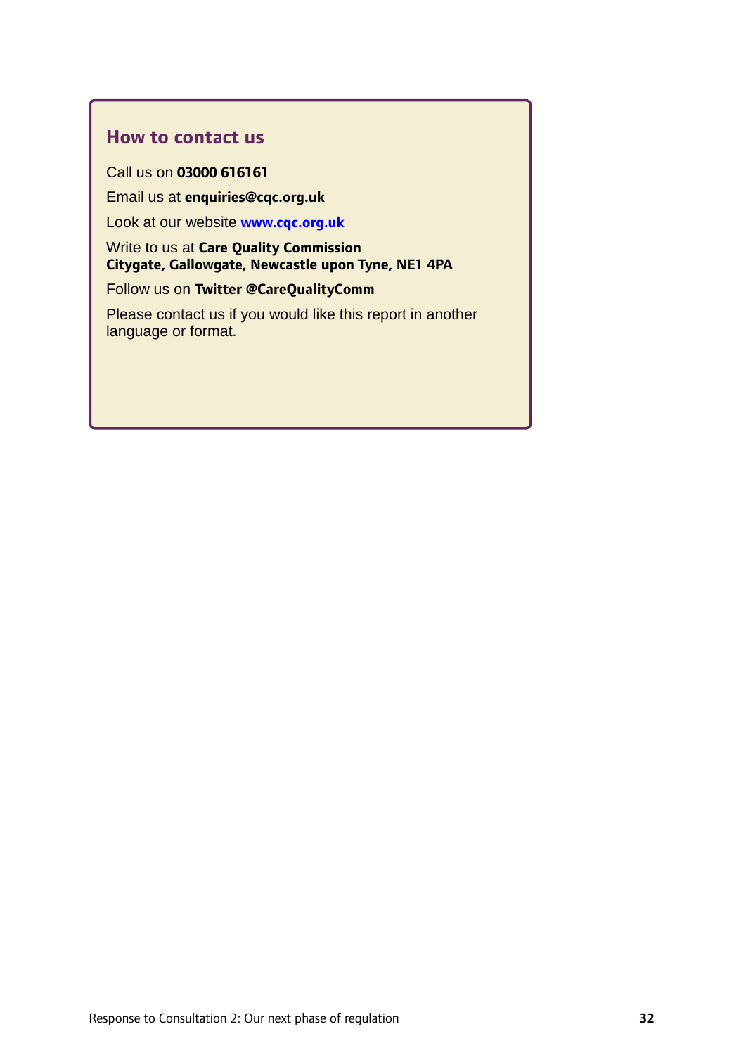## How to contact us

Call us on **03000 616161**

Email us at **enquiries@cqc.org.uk**

Look at our website **[www.cqc.org.uk](http://www.cqc.org.uk)**

Write to us at **Care Quality Commission**
**Citygate, Gallowgate, Newcastle upon Tyne, NE1 4PA**

Follow us on **Twitter @CareQualityComm**

Please contact us if you would like this report in another language or format.